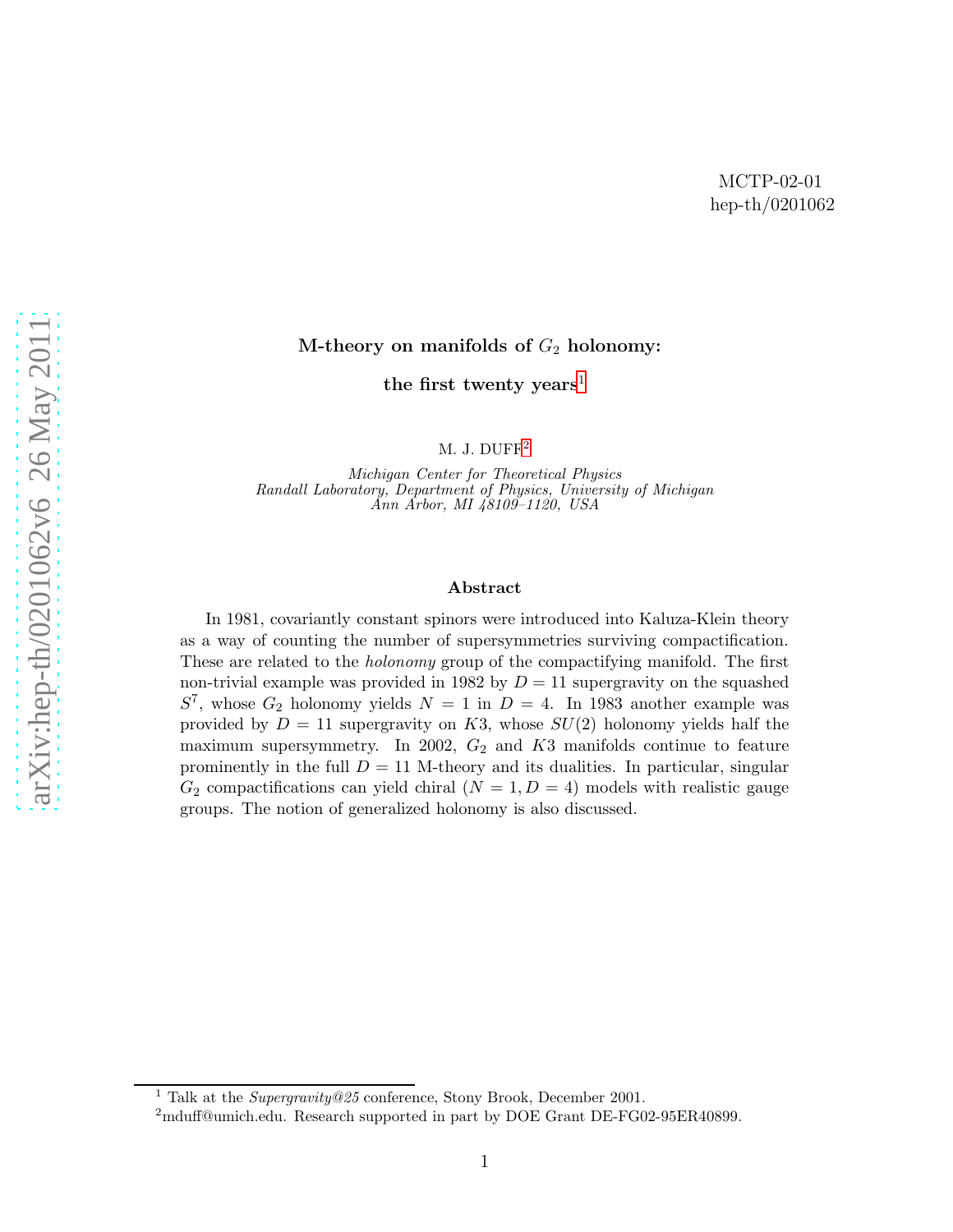MCTP-02-01
hep-th/0201062

# M-theory on manifolds of $G_2$ holonomy: the first twenty years[1]

M. J. DUFF[2]

*Michigan Center for Theoretical Physics*
*Randall Laboratory, Department of Physics, University of Michigan*
*Ann Arbor, MI 48109–1120, USA*

## Abstract

In 1981, covariantly constant spinors were introduced into Kaluza-Klein theory as a way of counting the number of supersymmetries surviving compactification. These are related to the *holonomy* group of the compactifying manifold. The first non-trivial example was provided in 1982 by $D = 11$ supergravity on the squashed $S^7$, whose $G_2$ holonomy yields $N = 1$ in $D = 4$. In 1983 another example was provided by $D = 11$ supergravity on $K3$, whose $SU(2)$ holonomy yields half the maximum supersymmetry. In 2002, $G_2$ and $K3$ manifolds continue to feature prominently in the full $D = 11$ M-theory and its dualities. In particular, singular $G_2$ compactifications can yield chiral ($N = 1, D = 4$) models with realistic gauge groups. The notion of generalized holonomy is also discussed.

---

[1] Talk at the *Supergravity@25* conference, Stony Brook, December 2001.

[2] mduff@umich.edu. Research supported in part by DOE Grant DE-FG02-95ER40899.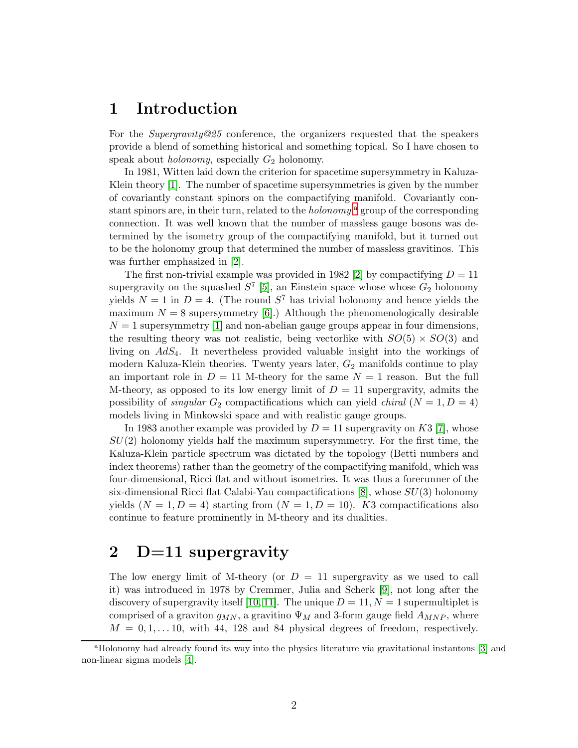# 1 Introduction

For the *Supergravity@25* conference, the organizers requested that the speakers provide a blend of something historical and something topical. So I have chosen to speak about *holonomy*, especially $G_2$ holonomy.

In 1981, Witten laid down the criterion for spacetime supersymmetry in Kaluza-Klein theory [1]. The number of spacetime supersymmetries is given by the number of covariantly constant spinors on the compactifying manifold. Covariantly constant spinors are, in their turn, related to the *holonomy* [a] group of the corresponding connection. It was well known that the number of massless gauge bosons was determined by the isometry group of the compactifying manifold, but it turned out to be the holonomy group that determined the number of massless gravitinos. This was further emphasized in [2].

The first non-trivial example was provided in 1982 [2] by compactifying $D = 11$ supergravity on the squashed $S^7$ [5], an Einstein space whose whose $G_2$ holonomy yields $N = 1$ in $D = 4$. (The round $S^7$ has trivial holonomy and hence yields the maximum $N = 8$ supersymmetry [6].) Although the phenomenologically desirable $N = 1$ supersymmetry [1] and non-abelian gauge groups appear in four dimensions, the resulting theory was not realistic, being vectorlike with $SO(5) \times SO(3)$ and living on $AdS_4$. It nevertheless provided valuable insight into the workings of modern Kaluza-Klein theories. Twenty years later, $G_2$ manifolds continue to play an important role in $D = 11$ M-theory for the same $N = 1$ reason. But the full M-theory, as opposed to its low energy limit of $D = 11$ supergravity, admits the possibility of *singular* $G_2$ compactifications which can yield *chiral* $(N = 1, D = 4)$ models living in Minkowski space and with realistic gauge groups.

In 1983 another example was provided by $D = 11$ supergravity on $K3$ [7], whose $SU(2)$ holonomy yields half the maximum supersymmetry. For the first time, the Kaluza-Klein particle spectrum was dictated by the topology (Betti numbers and index theorems) rather than the geometry of the compactifying manifold, which was four-dimensional, Ricci flat and without isometries. It was thus a forerunner of the six-dimensional Ricci flat Calabi-Yau compactifications [8], whose $SU(3)$ holonomy yields $(N = 1, D = 4)$ starting from $(N = 1, D = 10)$. $K3$ compactifications also continue to feature prominently in M-theory and its dualities.

# 2 D=11 supergravity

The low energy limit of M-theory (or $D = 11$ supergravity as we used to call it) was introduced in 1978 by Cremmer, Julia and Scherk [9], not long after the discovery of supergravity itself [10, 11]. The unique $D = 11, N = 1$ supermultiplet is comprised of a graviton $g_{MN}$, a gravitino $\Psi_M$ and 3-form gauge field $A_{MNP}$, where $M = 0, 1, \ldots 10$, with 44, 128 and 84 physical degrees of freedom, respectively.

[a] Holonomy had already found its way into the physics literature via gravitational instantons [3] and non-linear sigma models [4].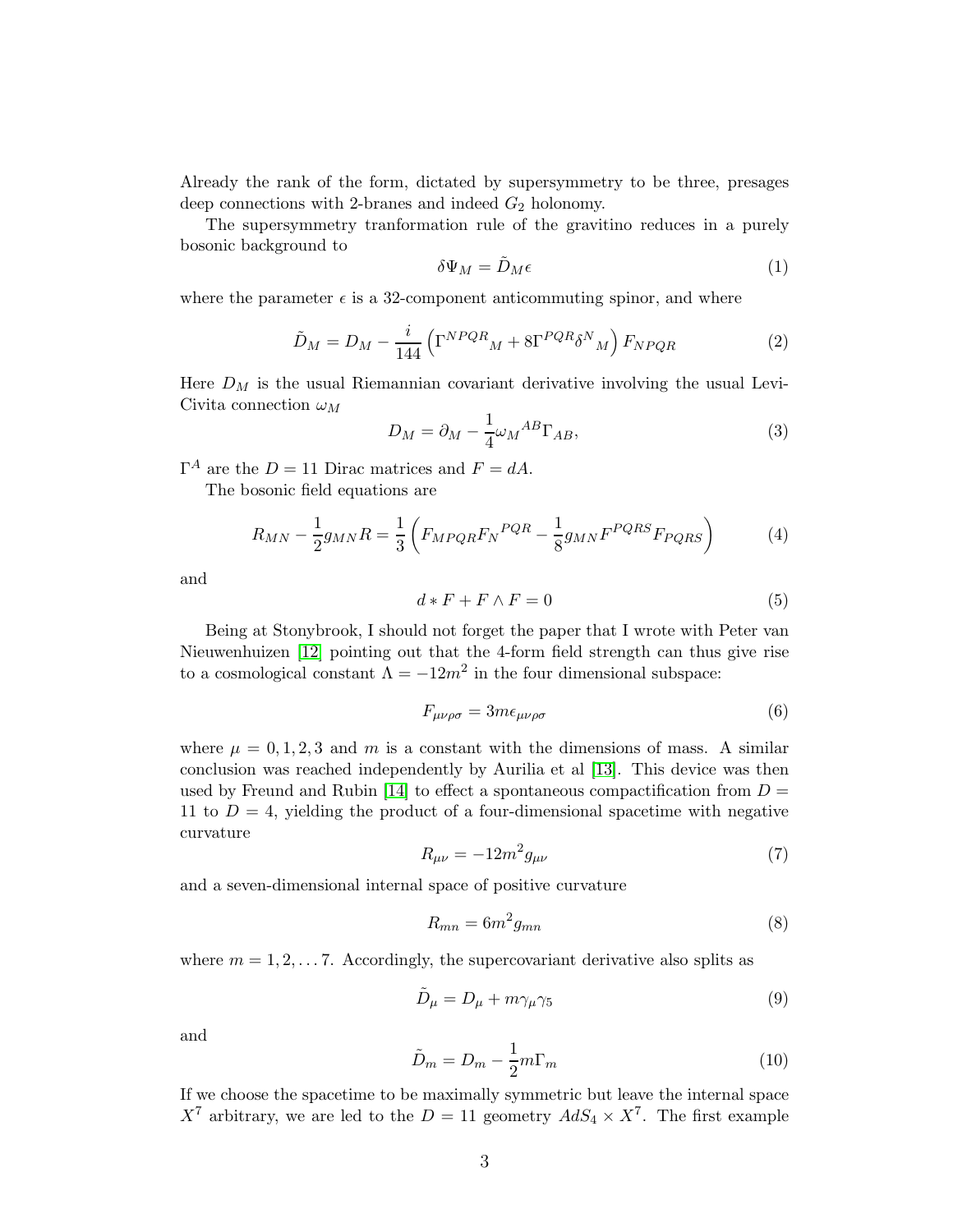Already the rank of the form, dictated by supersymmetry to be three, presages deep connections with 2-branes and indeed $G_2$ holonomy.

The supersymmetry tranformation rule of the gravitino reduces in a purely bosonic background to

$$\delta\Psi_M = \tilde{D}_M \epsilon \tag{1}$$

where the parameter $\epsilon$ is a 32-component anticommuting spinor, and where

$$\tilde{D}_M = D_M - \frac{i}{144}\left(\Gamma^{NPQR}{}_M + 8\Gamma^{PQR}\delta^N{}_M\right) F_{NPQR} \tag{2}$$

Here $D_M$ is the usual Riemannian covariant derivative involving the usual Levi-Civita connection $\omega_M$

$$D_M = \partial_M - \frac{1}{4}\omega_M{}^{AB}\Gamma_{AB}, \tag{3}$$

$\Gamma^A$ are the $D = 11$ Dirac matrices and $F = dA$.

The bosonic field equations are

$$R_{MN} - \frac{1}{2}g_{MN}R = \frac{1}{3}\left(F_{MPQR}F_N{}^{PQR} - \frac{1}{8}g_{MN}F^{PQRS}F_{PQRS}\right) \tag{4}$$

and

$$d * F + F \wedge F = 0 \tag{5}$$

Being at Stonybrook, I should not forget the paper that I wrote with Peter van Nieuwenhuizen [12] pointing out that the 4-form field strength can thus give rise to a cosmological constant $\Lambda = -12m^2$ in the four dimensional subspace:

$$F_{\mu\nu\rho\sigma} = 3m\epsilon_{\mu\nu\rho\sigma} \tag{6}$$

where $\mu = 0, 1, 2, 3$ and $m$ is a constant with the dimensions of mass. A similar conclusion was reached independently by Aurilia et al [13]. This device was then used by Freund and Rubin [14] to effect a spontaneous compactification from $D = 11$ to $D = 4$, yielding the product of a four-dimensional spacetime with negative curvature

$$R_{\mu\nu} = -12m^2 g_{\mu\nu} \tag{7}$$

and a seven-dimensional internal space of positive curvature

$$R_{mn} = 6m^2 g_{mn} \tag{8}$$

where $m = 1, 2, \ldots 7$. Accordingly, the supercovariant derivative also splits as

$$\tilde{D}_\mu = D_\mu + m\gamma_\mu\gamma_5 \tag{9}$$

and

$$\tilde{D}_m = D_m - \frac{1}{2}m\Gamma_m \tag{10}$$

If we choose the spacetime to be maximally symmetric but leave the internal space $X^7$ arbitrary, we are led to the $D = 11$ geometry $AdS_4 \times X^7$. The first example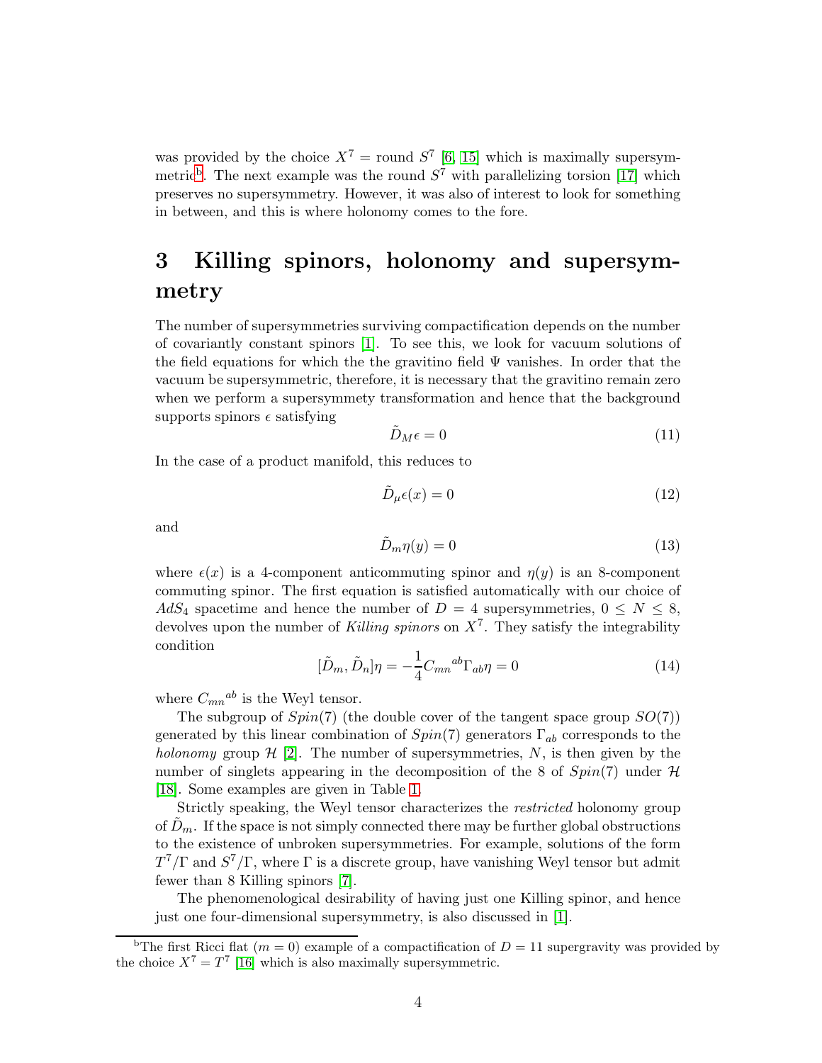was provided by the choice $X^7$ = round $S^7$ [6, 15] which is maximally supersymmetric[b]. The next example was the round $S^7$ with parallelizing torsion [17] which preserves no supersymmetry. However, it was also of interest to look for something in between, and this is where holonomy comes to the fore.

# 3 Killing spinors, holonomy and supersymmetry

The number of supersymmetries surviving compactification depends on the number of covariantly constant spinors [1]. To see this, we look for vacuum solutions of the field equations for which the the gravitino field $\Psi$ vanishes. In order that the vacuum be supersymmetric, therefore, it is necessary that the gravitino remain zero when we perform a supersymmetry transformation and hence that the background supports spinors $\epsilon$ satisfying

$$\tilde{D}_M \epsilon = 0 \tag{11}$$

In the case of a product manifold, this reduces to

$$\tilde{D}_\mu \epsilon(x) = 0 \tag{12}$$

and

$$\tilde{D}_m \eta(y) = 0 \tag{13}$$

where $\epsilon(x)$ is a 4-component anticommuting spinor and $\eta(y)$ is an 8-component commuting spinor. The first equation is satisfied automatically with our choice of $AdS_4$ spacetime and hence the number of $D = 4$ supersymmetries, $0 \leq N \leq 8$, devolves upon the number of *Killing spinors* on $X^7$. They satisfy the integrability condition

$$[\tilde{D}_m, \tilde{D}_n]\eta = -\frac{1}{4} C_{mn}{}^{ab}\Gamma_{ab}\eta = 0 \tag{14}$$

where $C_{mn}{}^{ab}$ is the Weyl tensor.

The subgroup of $Spin(7)$ (the double cover of the tangent space group $SO(7)$) generated by this linear combination of $Spin(7)$ generators $\Gamma_{ab}$ corresponds to the *holonomy* group $\mathcal{H}$ [2]. The number of supersymmetries, $N$, is then given by the number of singlets appearing in the decomposition of the 8 of $Spin(7)$ under $\mathcal{H}$ [18]. Some examples are given in Table 1.

Strictly speaking, the Weyl tensor characterizes the *restricted* holonomy group of $\tilde{D}_m$. If the space is not simply connected there may be further global obstructions to the existence of unbroken supersymmetries. For example, solutions of the form $T^7/\Gamma$ and $S^7/\Gamma$, where $\Gamma$ is a discrete group, have vanishing Weyl tensor but admit fewer than 8 Killing spinors [7].

The phenomenological desirability of having just one Killing spinor, and hence just one four-dimensional supersymmetry, is also discussed in [1].

[b] The first Ricci flat ($m = 0$) example of a compactification of $D = 11$ supergravity was provided by the choice $X^7 = T^7$ [16] which is also maximally supersymmetric.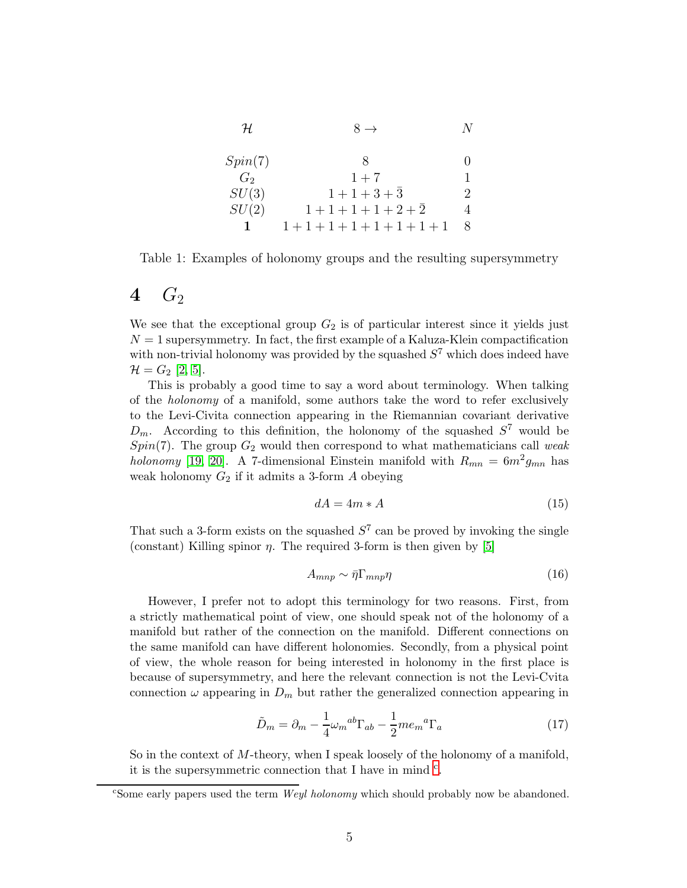| $\mathcal{H}$ | $8 \rightarrow$ | $N$ |
|---|---|---|
| $Spin(7)$ | $8$ | $0$ |
| $G_2$ | $1+7$ | $1$ |
| $SU(3)$ | $1+1+3+\bar{3}$ | $2$ |
| $SU(2)$ | $1+1+1+1+2+\bar{2}$ | $4$ |
| $\mathbf{1}$ | $1+1+1+1+1+1+1+1$ | $8$ |

Table 1: Examples of holonomy groups and the resulting supersymmetry

# 4 $G_2$

We see that the exceptional group $G_2$ is of particular interest since it yields just $N = 1$ supersymmetry. In fact, the first example of a Kaluza-Klein compactification with non-trivial holonomy was provided by the squashed $S^7$ which does indeed have $\mathcal{H} = G_2$ [2, 5].

This is probably a good time to say a word about terminology. When talking of the *holonomy* of a manifold, some authors take the word to refer exclusively to the Levi-Civita connection appearing in the Riemannian covariant derivative $D_m$. According to this definition, the holonomy of the squashed $S^7$ would be $Spin(7)$. The group $G_2$ would then correspond to what mathematicians call *weak holonomy* [19, 20]. A 7-dimensional Einstein manifold with $R_{mn} = 6m^2 g_{mn}$ has weak holonomy $G_2$ if it admits a 3-form $A$ obeying

$$dA = 4m * A \tag{15}$$

That such a 3-form exists on the squashed $S^7$ can be proved by invoking the single (constant) Killing spinor $\eta$. The required 3-form is then given by [5]

$$A_{mnp} \sim \bar{\eta}\Gamma_{mnp}\eta \tag{16}$$

However, I prefer not to adopt this terminology for two reasons. First, from a strictly mathematical point of view, one should speak not of the holonomy of a manifold but rather of the connection on the manifold. Different connections on the same manifold can have different holonomies. Secondly, from a physical point of view, the whole reason for being interested in holonomy in the first place is because of supersymmetry, and here the relevant connection is not the Levi-Cvita connection $\omega$ appearing in $D_m$ but rather the generalized connection appearing in

$$\tilde{D}_m = \partial_m - \frac{1}{4}\omega_m{}^{ab}\Gamma_{ab} - \frac{1}{2}m e_m{}^a\Gamma_a \tag{17}$$

So in the context of $M$-theory, when I speak loosely of the holonomy of a manifold, it is the supersymmetric connection that I have in mind [c].

[c] Some early papers used the term *Weyl holonomy* which should probably now be abandoned.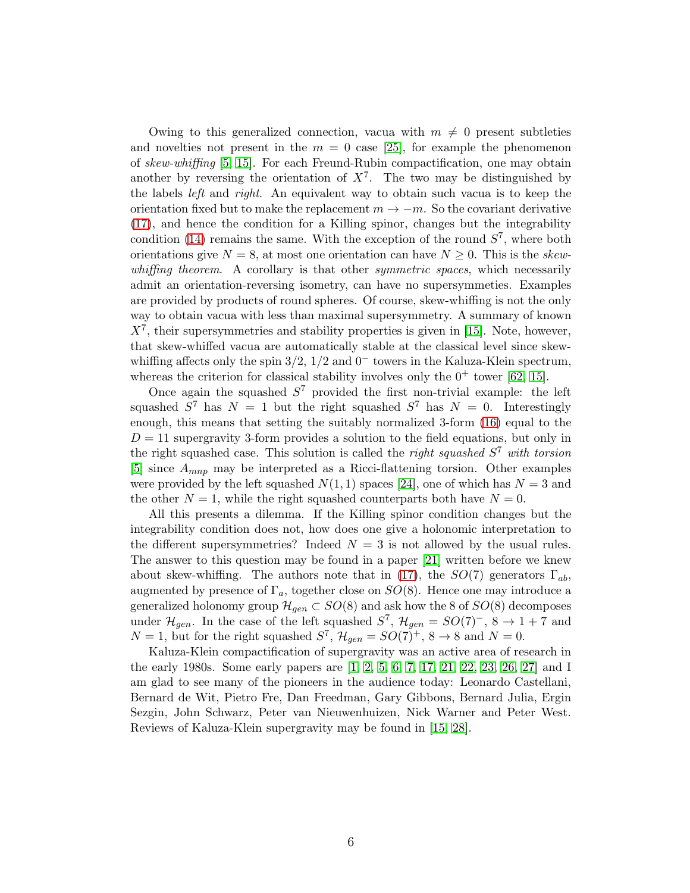Owing to this generalized connection, vacua with $m \neq 0$ present subtleties and novelties not present in the $m = 0$ case [25], for example the phenomenon of *skew-whiffing* [5, 15]. For each Freund-Rubin compactification, one may obtain another by reversing the orientation of $X^7$. The two may be distinguished by the labels *left* and *right*. An equivalent way to obtain such vacua is to keep the orientation fixed but to make the replacement $m \to -m$. So the covariant derivative (17), and hence the condition for a Killing spinor, changes but the integrability condition (14) remains the same. With the exception of the round $S^7$, where both orientations give $N = 8$, at most one orientation can have $N \geq 0$. This is the *skew-whiffing theorem*. A corollary is that other *symmetric spaces*, which necessarily admit an orientation-reversing isometry, can have no supersymmetries. Examples are provided by products of round spheres. Of course, skew-whiffing is not the only way to obtain vacua with less than maximal supersymmetry. A summary of known $X^7$, their supersymmetries and stability properties is given in [15]. Note, however, that skew-whiffed vacua are automatically stable at the classical level since skew-whiffing affects only the spin 3/2, 1/2 and $0^-$ towers in the Kaluza-Klein spectrum, whereas the criterion for classical stability involves only the $0^+$ tower [62, 15].

Once again the squashed $S^7$ provided the first non-trivial example: the left squashed $S^7$ has $N = 1$ but the right squashed $S^7$ has $N = 0$. Interestingly enough, this means that setting the suitably normalized 3-form (16) equal to the $D = 11$ supergravity 3-form provides a solution to the field equations, but only in the right squashed case. This solution is called the *right squashed* $S^7$ *with torsion* [5] since $A_{mnp}$ may be interpreted as a Ricci-flattening torsion. Other examples were provided by the left squashed $N(1, 1)$ spaces [24], one of which has $N = 3$ and the other $N = 1$, while the right squashed counterparts both have $N = 0$.

All this presents a dilemma. If the Killing spinor condition changes but the integrability condition does not, how does one give a holonomic interpretation to the different supersymmetries? Indeed $N = 3$ is not allowed by the usual rules. The answer to this question may be found in a paper [21] written before we knew about skew-whiffing. The authors note that in (17), the $SO(7)$ generators $\Gamma_{ab}$, augmented by presence of $\Gamma_a$, together close on $SO(8)$. Hence one may introduce a generalized holonomy group $\mathcal{H}_{gen} \subset SO(8)$ and ask how the 8 of $SO(8)$ decomposes under $\mathcal{H}_{gen}$. In the case of the left squashed $S^7$, $\mathcal{H}_{gen} = SO(7)^-$, $8 \to 1 + 7$ and $N = 1$, but for the right squashed $S^7$, $\mathcal{H}_{gen} = SO(7)^+$, $8 \to 8$ and $N = 0$.

Kaluza-Klein compactification of supergravity was an active area of research in the early 1980s. Some early papers are [1, 2, 5, 6, 7, 17, 21, 22, 23, 26, 27] and I am glad to see many of the pioneers in the audience today: Leonardo Castellani, Bernard de Wit, Pietro Fre, Dan Freedman, Gary Gibbons, Bernard Julia, Ergin Sezgin, John Schwarz, Peter van Nieuwenhuizen, Nick Warner and Peter West. Reviews of Kaluza-Klein supergravity may be found in [15, 28].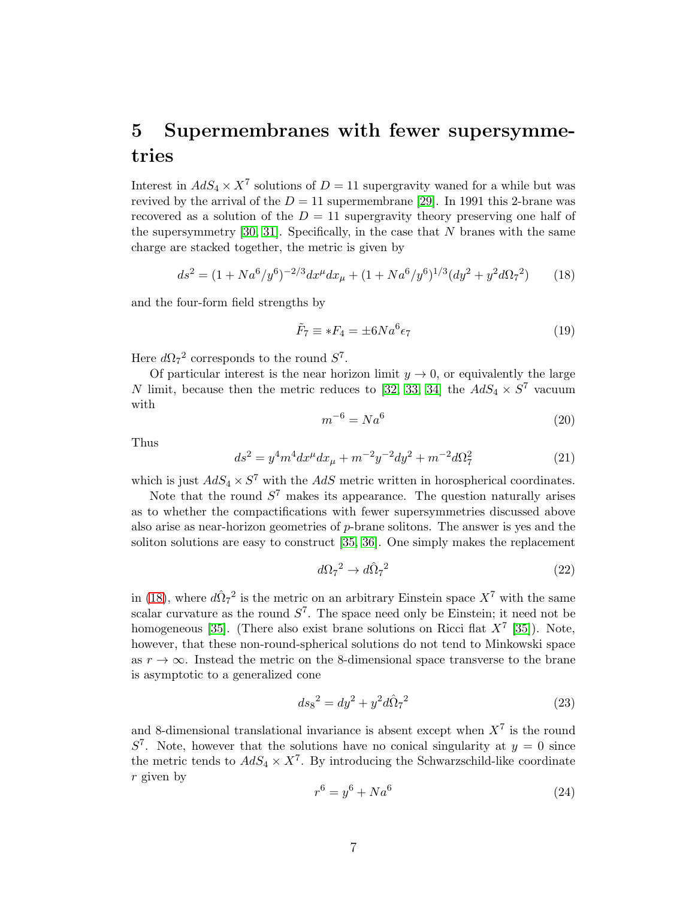# 5 Supermembranes with fewer supersymmetries

Interest in $AdS_4 \times X^7$ solutions of $D = 11$ supergravity waned for a while but was revived by the arrival of the $D = 11$ supermembrane [29]. In 1991 this 2-brane was recovered as a solution of the $D = 11$ supergravity theory preserving one half of the supersymmetry [30, 31]. Specifically, in the case that $N$ branes with the same charge are stacked together, the metric is given by

$$ds^2 = (1 + Na^6/y^6)^{-2/3} dx^\mu dx_\mu + (1 + Na^6/y^6)^{1/3}(dy^2 + y^2 d\Omega_7{}^2) \tag{18}$$

and the four-form field strengths by

$$\tilde{F}_7 \equiv *F_4 = \pm 6Na^6 \epsilon_7 \tag{19}$$

Here $d\Omega_7{}^2$ corresponds to the round $S^7$.

Of particular interest is the near horizon limit $y \to 0$, or equivalently the large $N$ limit, because then the metric reduces to [32, 33, 34] the $AdS_4 \times S^7$ vacuum with

$$m^{-6} = Na^6 \tag{20}$$

Thus

$$ds^2 = y^4 m^4 dx^\mu dx_\mu + m^{-2} y^{-2} dy^2 + m^{-2} d\Omega_7^2 \tag{21}$$

which is just $AdS_4 \times S^7$ with the $AdS$ metric written in horospherical coordinates.

Note that the round $S^7$ makes its appearance. The question naturally arises as to whether the compactifications with fewer supersymmetries discussed above also arise as near-horizon geometries of $p$-brane solitons. The answer is yes and the soliton solutions are easy to construct [35, 36]. One simply makes the replacement

$$d\Omega_7{}^2 \to d\hat{\Omega}_7{}^2 \tag{22}$$

in (18), where $d\hat{\Omega}_7{}^2$ is the metric on an arbitrary Einstein space $X^7$ with the same scalar curvature as the round $S^7$. The space need only be Einstein; it need not be homogeneous [35]. (There also exist brane solutions on Ricci flat $X^7$ [35]). Note, however, that these non-round-spherical solutions do not tend to Minkowski space as $r \to \infty$. Instead the metric on the 8-dimensional space transverse to the brane is asymptotic to a generalized cone

$$ds_8{}^2 = dy^2 + y^2 d\hat{\Omega}_7{}^2 \tag{23}$$

and 8-dimensional translational invariance is absent except when $X^7$ is the round $S^7$. Note, however that the solutions have no conical singularity at $y = 0$ since the metric tends to $AdS_4 \times X^7$. By introducing the Schwarzschild-like coordinate $r$ given by

$$r^6 = y^6 + Na^6 \tag{24}$$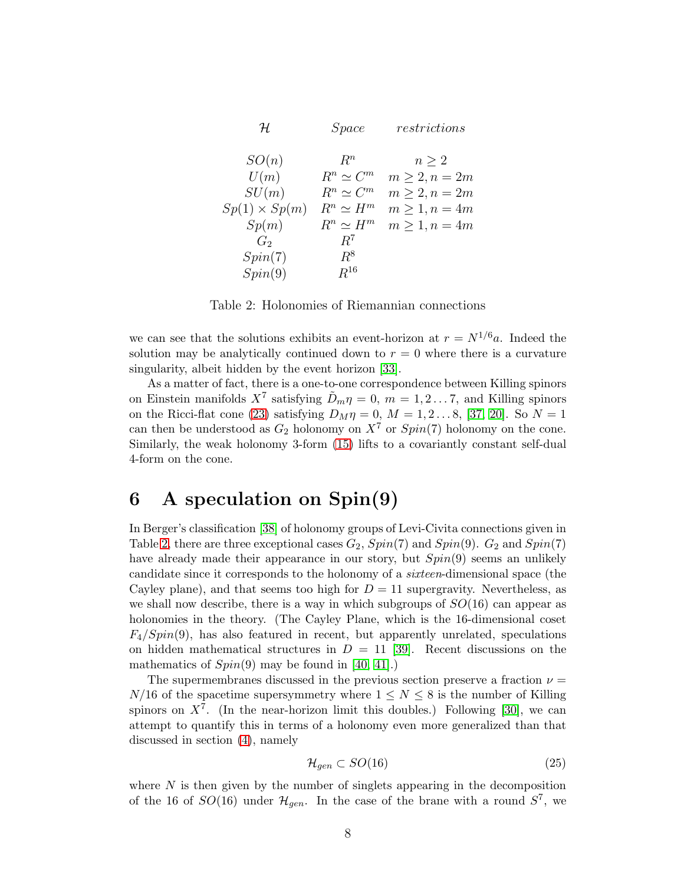| $\mathcal{H}$ | *Space* | *restrictions* |
|---|---|---|
| $SO(n)$ | $R^n$ | $n \geq 2$ |
| $U(m)$ | $R^n \simeq C^m$ | $m \geq 2, n = 2m$ |
| $SU(m)$ | $R^n \simeq C^m$ | $m \geq 2, n = 2m$ |
| $Sp(1) \times Sp(m)$ | $R^n \simeq H^m$ | $m \geq 1, n = 4m$ |
| $Sp(m)$ | $R^n \simeq H^m$ | $m \geq 1, n = 4m$ |
| $G_2$ | $R^7$ | |
| $Spin(7)$ | $R^8$ | |
| $Spin(9)$ | $R^{16}$ | |

Table 2: Holonomies of Riemannian connections

we can see that the solutions exhibits an event-horizon at $r = N^{1/6}a$. Indeed the solution may be analytically continued down to $r = 0$ where there is a curvature singularity, albeit hidden by the event horizon [33].

As a matter of fact, there is a one-to-one correspondence between Killing spinors on Einstein manifolds $X^7$ satisfying $\tilde{D}_m\eta = 0$, $m = 1, 2 \ldots 7$, and Killing spinors on the Ricci-flat cone (23) satisfying $D_M\eta = 0$, $M = 1, 2 \ldots 8$, [37, 20]. So $N = 1$ can then be understood as $G_2$ holonomy on $X^7$ or $Spin(7)$ holonomy on the cone. Similarly, the weak holonomy 3-form (15) lifts to a covariantly constant self-dual 4-form on the cone.

# 6 A speculation on Spin(9)

In Berger's classification [38] of holonomy groups of Levi-Civita connections given in Table 2, there are three exceptional cases $G_2$, $Spin(7)$ and $Spin(9)$. $G_2$ and $Spin(7)$ have already made their appearance in our story, but $Spin(9)$ seems an unlikely candidate since it corresponds to the holonomy of a *sixteen*-dimensional space (the Cayley plane), and that seems too high for $D = 11$ supergravity. Nevertheless, as we shall now describe, there is a way in which subgroups of $SO(16)$ can appear as holonomies in the theory. (The Cayley Plane, which is the 16-dimensional coset $F_4/Spin(9)$, has also featured in recent, but apparently unrelated, speculations on hidden mathematical structures in $D = 11$ [39]. Recent discussions on the mathematics of $Spin(9)$ may be found in [40, 41].)

The supermembranes discussed in the previous section preserve a fraction $\nu = N/16$ of the spacetime supersymmetry where $1 \leq N \leq 8$ is the number of Killing spinors on $X^7$. (In the near-horizon limit this doubles.) Following [30], we can attempt to quantify this in terms of a holonomy even more generalized than that discussed in section (4), namely

$$\mathcal{H}_{gen} \subset SO(16) \tag{25}$$

where $N$ is then given by the number of singlets appearing in the decomposition of the 16 of $SO(16)$ under $\mathcal{H}_{gen}$. In the case of the brane with a round $S^7$, we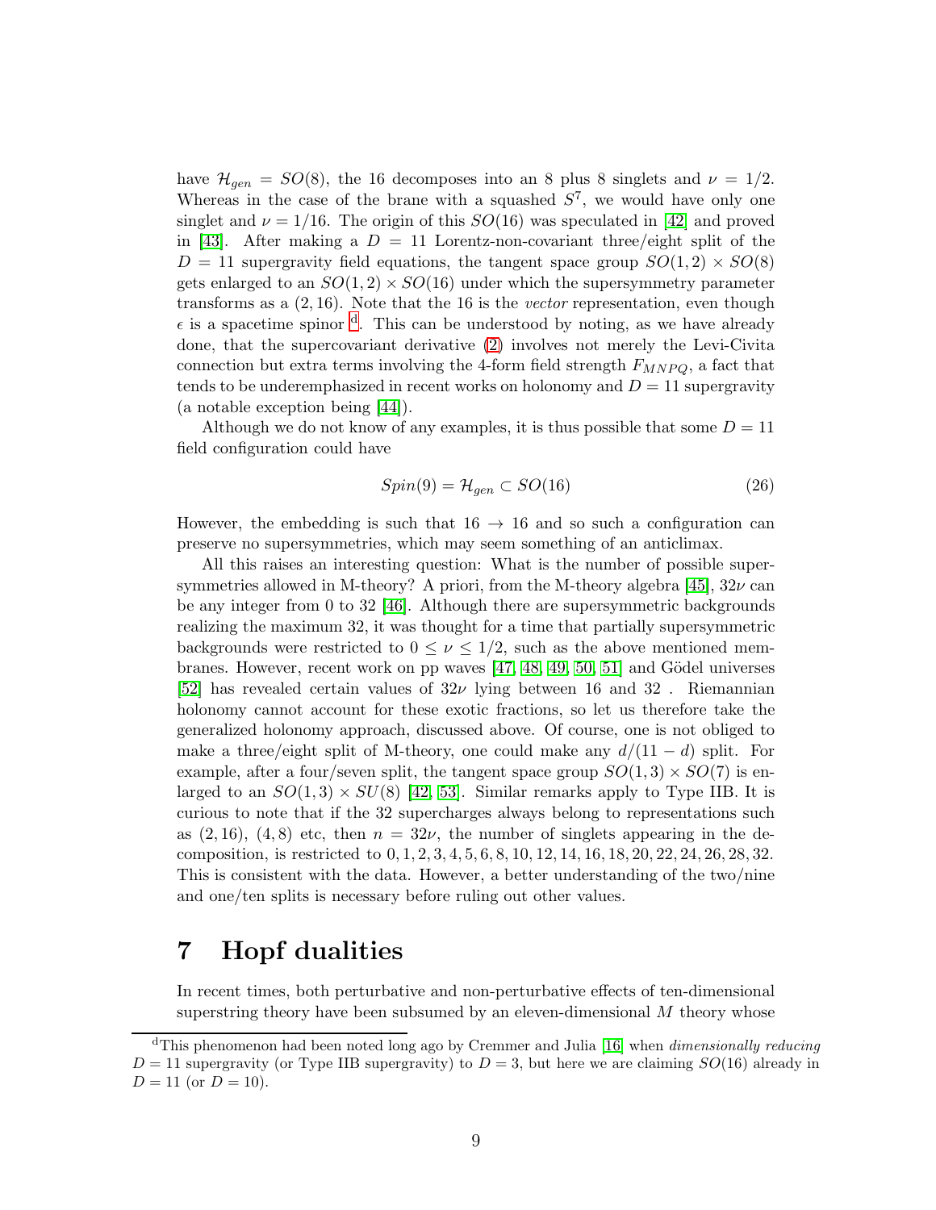have $\mathcal{H}_{gen} = SO(8)$, the 16 decomposes into an 8 plus 8 singlets and $\nu = 1/2$. Whereas in the case of the brane with a squashed $S^7$, we would have only one singlet and $\nu = 1/16$. The origin of this $SO(16)$ was speculated in [42] and proved in [43]. After making a $D = 11$ Lorentz-non-covariant three/eight split of the $D = 11$ supergravity field equations, the tangent space group $SO(1,2) \times SO(8)$ gets enlarged to an $SO(1,2) \times SO(16)$ under which the supersymmetry parameter transforms as a $(2,16)$. Note that the 16 is the *vector* representation, even though $\epsilon$ is a spacetime spinor [d]. This can be understood by noting, as we have already done, that the supercovariant derivative (2) involves not merely the Levi-Civita connection but extra terms involving the 4-form field strength $F_{MNPQ}$, a fact that tends to be underemphasized in recent works on holonomy and $D = 11$ supergravity (a notable exception being [44]).

Although we do not know of any examples, it is thus possible that some $D = 11$ field configuration could have

$$Spin(9) = \mathcal{H}_{gen} \subset SO(16) \tag{26}$$

However, the embedding is such that $16 \to 16$ and so such a configuration can preserve no supersymmetries, which may seem something of an anticlimax.

All this raises an interesting question: What is the number of possible supersymmetries allowed in M-theory? A priori, from the M-theory algebra [45], $32\nu$ can be any integer from 0 to 32 [46]. Although there are supersymmetric backgrounds realizing the maximum 32, it was thought for a time that partially supersymmetric backgrounds were restricted to $0 \leq \nu \leq 1/2$, such as the above mentioned membranes. However, recent work on pp waves [47, 48, 49, 50, 51] and Gödel universes [52] has revealed certain values of $32\nu$ lying between 16 and 32 . Riemannian holonomy cannot account for these exotic fractions, so let us therefore take the generalized holonomy approach, discussed above. Of course, one is not obliged to make a three/eight split of M-theory, one could make any $d/(11-d)$ split. For example, after a four/seven split, the tangent space group $SO(1,3) \times SO(7)$ is enlarged to an $SO(1,3) \times SU(8)$ [42, 53]. Similar remarks apply to Type IIB. It is curious to note that if the 32 supercharges always belong to representations such as $(2,16)$, $(4,8)$ etc, then $n = 32\nu$, the number of singlets appearing in the decomposition, is restricted to $0, 1, 2, 3, 4, 5, 6, 8, 10, 12, 14, 16, 18, 20, 22, 24, 26, 28, 32$. This is consistent with the data. However, a better understanding of the two/nine and one/ten splits is necessary before ruling out other values.

# 7 Hopf dualities

In recent times, both perturbative and non-perturbative effects of ten-dimensional superstring theory have been subsumed by an eleven-dimensional $M$ theory whose

[d] This phenomenon had been noted long ago by Cremmer and Julia [16] when *dimensionally reducing* $D = 11$ supergravity (or Type IIB supergravity) to $D = 3$, but here we are claiming $SO(16)$ already in $D = 11$ (or $D = 10$).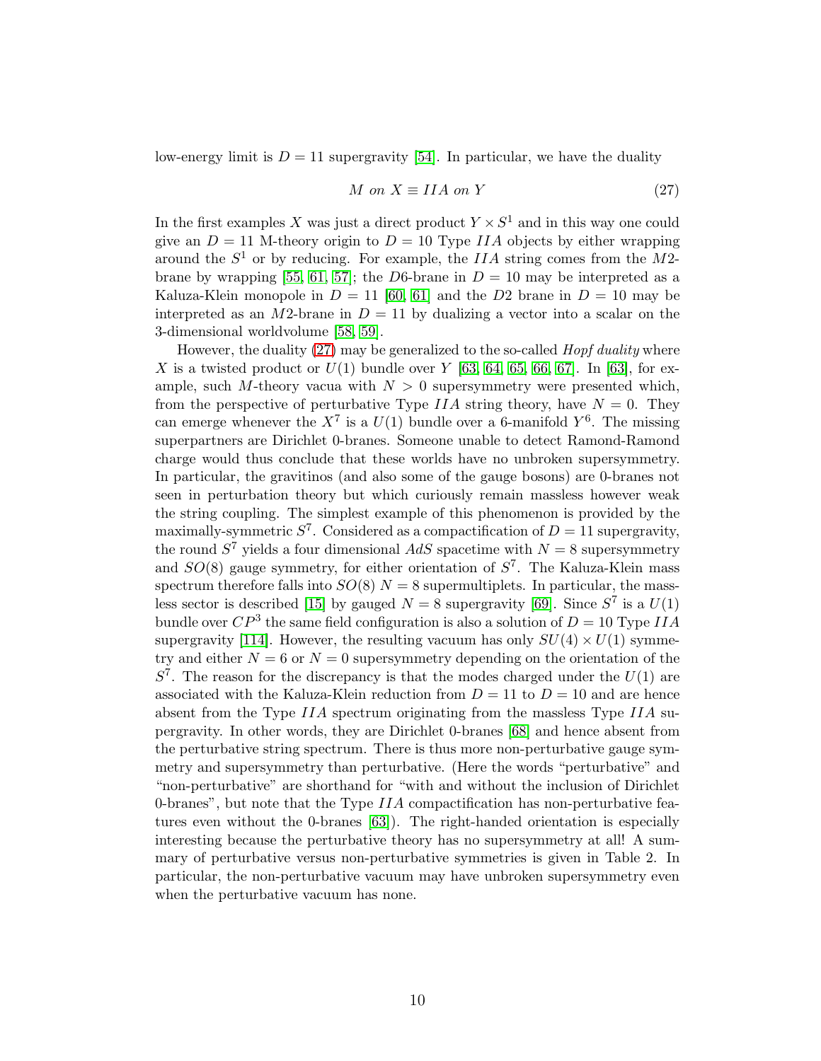low-energy limit is $D = 11$ supergravity [54]. In particular, we have the duality

$$M \ on \ X \equiv IIA \ on \ Y \tag{27}$$

In the first examples $X$ was just a direct product $Y \times S^1$ and in this way one could give an $D = 11$ M-theory origin to $D = 10$ Type $IIA$ objects by either wrapping around the $S^1$ or by reducing. For example, the $IIA$ string comes from the $M2$-brane by wrapping [55, 61, 57]; the $D6$-brane in $D = 10$ may be interpreted as a Kaluza-Klein monopole in $D = 11$ [60, 61] and the $D2$ brane in $D = 10$ may be interpreted as an $M2$-brane in $D = 11$ by dualizing a vector into a scalar on the 3-dimensional worldvolume [58, 59].

However, the duality (27) may be generalized to the so-called *Hopf duality* where $X$ is a twisted product or $U(1)$ bundle over $Y$ [63, 64, 65, 66, 67]. In [63], for example, such $M$-theory vacua with $N > 0$ supersymmetry were presented which, from the perspective of perturbative Type $IIA$ string theory, have $N = 0$. They can emerge whenever the $X^7$ is a $U(1)$ bundle over a 6-manifold $Y^6$. The missing superpartners are Dirichlet 0-branes. Someone unable to detect Ramond-Ramond charge would thus conclude that these worlds have no unbroken supersymmetry. In particular, the gravitinos (and also some of the gauge bosons) are 0-branes not seen in perturbation theory but which curiously remain massless however weak the string coupling. The simplest example of this phenomenon is provided by the maximally-symmetric $S^7$. Considered as a compactification of $D = 11$ supergravity, the round $S^7$ yields a four dimensional $AdS$ spacetime with $N = 8$ supersymmetry and $SO(8)$ gauge symmetry, for either orientation of $S^7$. The Kaluza-Klein mass spectrum therefore falls into $SO(8)$ $N = 8$ supermultiplets. In particular, the massless sector is described [15] by gauged $N = 8$ supergravity [69]. Since $S^7$ is a $U(1)$ bundle over $CP^3$ the same field configuration is also a solution of $D = 10$ Type $IIA$ supergravity [114]. However, the resulting vacuum has only $SU(4) \times U(1)$ symmetry and either $N = 6$ or $N = 0$ supersymmetry depending on the orientation of the $S^7$. The reason for the discrepancy is that the modes charged under the $U(1)$ are associated with the Kaluza-Klein reduction from $D = 11$ to $D = 10$ and are hence absent from the Type $IIA$ spectrum originating from the massless Type $IIA$ supergravity. In other words, they are Dirichlet 0-branes [68] and hence absent from the perturbative string spectrum. There is thus more non-perturbative gauge symmetry and supersymmetry than perturbative. (Here the words "perturbative" and "non-perturbative" are shorthand for "with and without the inclusion of Dirichlet 0-branes", but note that the Type $IIA$ compactification has non-perturbative features even without the 0-branes [63]). The right-handed orientation is especially interesting because the perturbative theory has no supersymmetry at all! A summary of perturbative versus non-perturbative symmetries is given in Table 2. In particular, the non-perturbative vacuum may have unbroken supersymmetry even when the perturbative vacuum has none.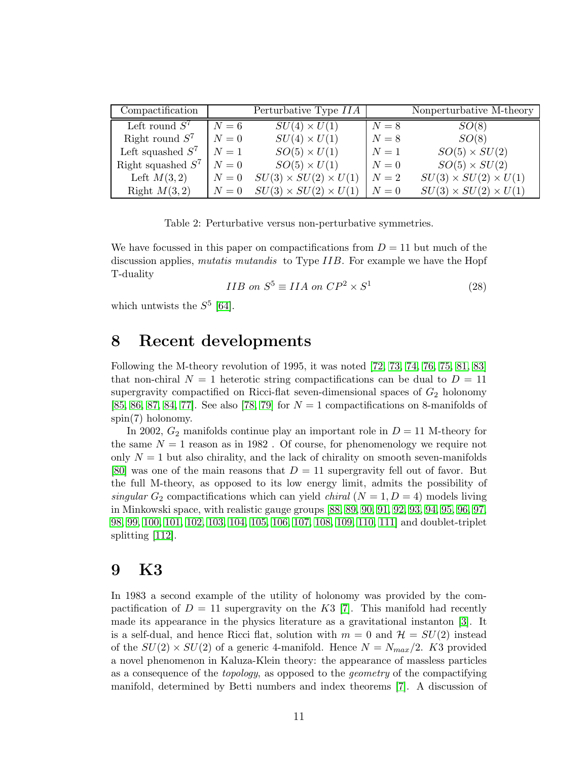| Compactification | Perturbative Type $IIA$ | | Nonperturbative M-theory | |
|---|---|---|---|---|
| Left round $S^7$ | $N = 6$ | $SU(4) \times U(1)$ | $N = 8$ | $SO(8)$ |
| Right round $S^7$ | $N = 0$ | $SU(4) \times U(1)$ | $N = 8$ | $SO(8)$ |
| Left squashed $S^7$ | $N = 1$ | $SO(5) \times U(1)$ | $N = 1$ | $SO(5) \times SU(2)$ |
| Right squashed $S^7$ | $N = 0$ | $SO(5) \times U(1)$ | $N = 0$ | $SO(5) \times SU(2)$ |
| Left $M(3,2)$ | $N = 0$ | $SU(3) \times SU(2) \times U(1)$ | $N = 2$ | $SU(3) \times SU(2) \times U(1)$ |
| Right $M(3,2)$ | $N = 0$ | $SU(3) \times SU(2) \times U(1)$ | $N = 0$ | $SU(3) \times SU(2) \times U(1)$ |

Table 2: Perturbative versus non-perturbative symmetries.

We have focussed in this paper on compactifications from $D = 11$ but much of the discussion applies, *mutatis mutandis* to Type $IIB$. For example we have the Hopf T-duality

$$IIB \text{ on } S^5 \equiv IIA \text{ on } CP^2 \times S^1 \tag{28}$$

which untwists the $S^5$ [64].

# 8 Recent developments

Following the M-theory revolution of 1995, it was noted [72, 73, 74, 76, 75, 81, 83] that non-chiral $N = 1$ heterotic string compactifications can be dual to $D = 11$ supergravity compactified on Ricci-flat seven-dimensional spaces of $G_2$ holonomy [85, 86, 87, 84, 77]. See also [78, 79] for $N = 1$ compactifications on 8-manifolds of spin(7) holonomy.

In 2002, $G_2$ manifolds continue play an important role in $D = 11$ M-theory for the same $N = 1$ reason as in 1982 . Of course, for phenomenology we require not only $N = 1$ but also chirality, and the lack of chirality on smooth seven-manifolds [80] was one of the main reasons that $D = 11$ supergravity fell out of favor. But the full M-theory, as opposed to its low energy limit, admits the possibility of *singular* $G_2$ compactifications which can yield *chiral* ($N = 1, D = 4$) models living in Minkowski space, with realistic gauge groups [88, 89, 90, 91, 92, 93, 94, 95, 96, 97, 98, 99, 100, 101, 102, 103, 104, 105, 106, 107, 108, 109, 110, 111] and doublet-triplet splitting [112].

# 9 K3

In 1983 a second example of the utility of holonomy was provided by the compactification of $D = 11$ supergravity on the $K3$ [7]. This manifold had recently made its appearance in the physics literature as a gravitational instanton [3]. It is a self-dual, and hence Ricci flat, solution with $m = 0$ and $\mathcal{H} = SU(2)$ instead of the $SU(2) \times SU(2)$ of a generic 4-manifold. Hence $N = N_{max}/2$. $K3$ provided a novel phenomenon in Kaluza-Klein theory: the appearance of massless particles as a consequence of the *topology*, as opposed to the *geometry* of the compactifying manifold, determined by Betti numbers and index theorems [7]. A discussion of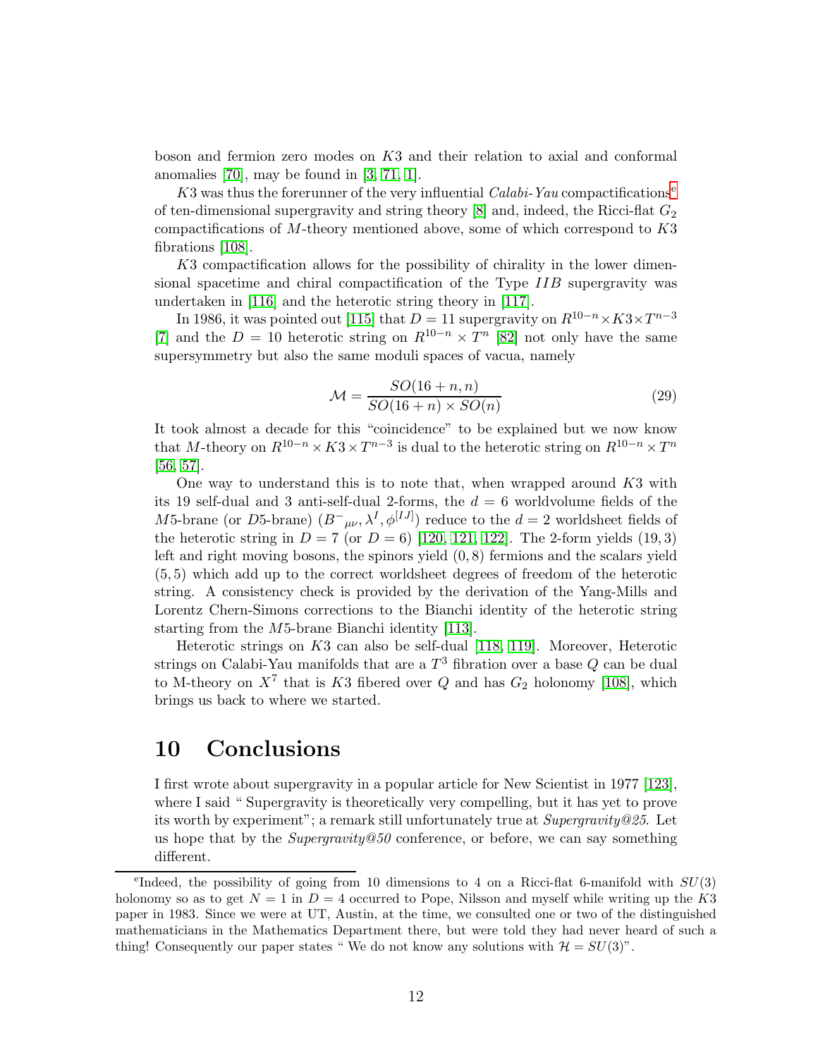boson and fermion zero modes on $K3$ and their relation to axial and conformal anomalies [70], may be found in [3, 71, 1].

$K3$ was thus the forerunner of the very influential *Calabi-Yau* compactifications[e] of ten-dimensional supergravity and string theory [8] and, indeed, the Ricci-flat $G_2$ compactifications of $M$-theory mentioned above, some of which correspond to $K3$ fibrations [108].

$K3$ compactification allows for the possibility of chirality in the lower dimensional spacetime and chiral compactification of the Type $IIB$ supergravity was undertaken in [116] and the heterotic string theory in [117].

In 1986, it was pointed out [115] that $D = 11$ supergravity on $R^{10-n} \times K3 \times T^{n-3}$ [7] and the $D = 10$ heterotic string on $R^{10-n} \times T^n$ [82] not only have the same supersymmetry but also the same moduli spaces of vacua, namely

$$\mathcal{M} = \frac{SO(16+n, n)}{SO(16+n) \times SO(n)} \tag{29}$$

It took almost a decade for this "coincidence" to be explained but we now know that $M$-theory on $R^{10-n} \times K3 \times T^{n-3}$ is dual to the heterotic string on $R^{10-n} \times T^n$ [56, 57].

One way to understand this is to note that, when wrapped around $K3$ with its 19 self-dual and 3 anti-self-dual 2-forms, the $d = 6$ worldvolume fields of the $M5$-brane (or $D5$-brane) $(B^-{}_{\mu\nu}, \lambda^I, \phi^{[IJ]})$ reduce to the $d = 2$ worldsheet fields of the heterotic string in $D = 7$ (or $D = 6$) [120, 121, 122]. The 2-form yields $(19, 3)$ left and right moving bosons, the spinors yield $(0, 8)$ fermions and the scalars yield $(5, 5)$ which add up to the correct worldsheet degrees of freedom of the heterotic string. A consistency check is provided by the derivation of the Yang-Mills and Lorentz Chern-Simons corrections to the Bianchi identity of the heterotic string starting from the $M5$-brane Bianchi identity [113].

Heterotic strings on $K3$ can also be self-dual [118, 119]. Moreover, Heterotic strings on Calabi-Yau manifolds that are a $T^3$ fibration over a base $Q$ can be dual to M-theory on $X^7$ that is $K3$ fibered over $Q$ and has $G_2$ holonomy [108], which brings us back to where we started.

# 10 Conclusions

I first wrote about supergravity in a popular article for New Scientist in 1977 [123], where I said " Supergravity is theoretically very compelling, but it has yet to prove its worth by experiment"; a remark still unfortunately true at *Supergravity@25*. Let us hope that by the *Supergravity@50* conference, or before, we can say something different.

---

[e] Indeed, the possibility of going from 10 dimensions to 4 on a Ricci-flat 6-manifold with $SU(3)$ holonomy so as to get $N = 1$ in $D = 4$ occurred to Pope, Nilsson and myself while writing up the $K3$ paper in 1983. Since we were at UT, Austin, at the time, we consulted one or two of the distinguished mathematicians in the Mathematics Department there, but were told they had never heard of such a thing! Consequently our paper states " We do not know any solutions with $\mathcal{H} = SU(3)$".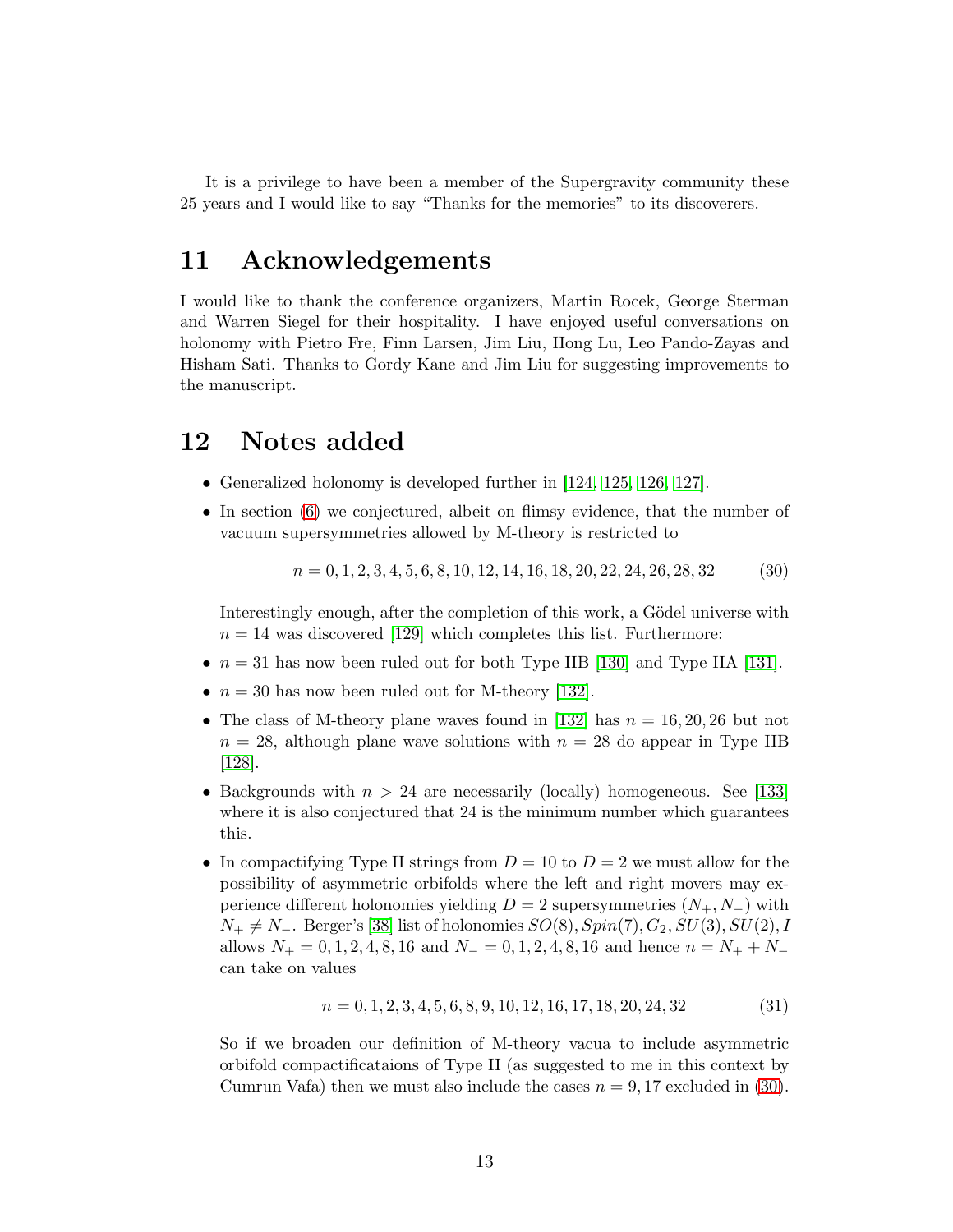It is a privilege to have been a member of the Supergravity community these 25 years and I would like to say "Thanks for the memories" to its discoverers.

## 11 Acknowledgements

I would like to thank the conference organizers, Martin Rocek, George Sterman and Warren Siegel for their hospitality. I have enjoyed useful conversations on holonomy with Pietro Fre, Finn Larsen, Jim Liu, Hong Lu, Leo Pando-Zayas and Hisham Sati. Thanks to Gordy Kane and Jim Liu for suggesting improvements to the manuscript.

## 12 Notes added

- Generalized holonomy is developed further in [124, 125, 126, 127].
- In section (6) we conjectured, albeit on flimsy evidence, that the number of vacuum supersymmetries allowed by M-theory is restricted to

$$n = 0, 1, 2, 3, 4, 5, 6, 8, 10, 12, 14, 16, 18, 20, 22, 24, 26, 28, 32 \tag{30}$$

  Interestingly enough, after the completion of this work, a Gödel universe with $n = 14$ was discovered [129] which completes this list. Furthermore:

- $n = 31$ has now been ruled out for both Type IIB [130] and Type IIA [131].
- $n = 30$ has now been ruled out for M-theory [132].
- The class of M-theory plane waves found in [132] has $n = 16, 20, 26$ but not $n = 28$, although plane wave solutions with $n = 28$ do appear in Type IIB [128].
- Backgrounds with $n > 24$ are necessarily (locally) homogeneous. See [133] where it is also conjectured that 24 is the minimum number which guarantees this.
- In compactifying Type II strings from $D = 10$ to $D = 2$ we must allow for the possibility of asymmetric orbifolds where the left and right movers may experience different holonomies yielding $D = 2$ supersymmetries $(N_+, N_-)$ with $N_+ \neq N_-$. Berger's [38] list of holonomies $SO(8), Spin(7), G_2, SU(3), SU(2), I$ allows $N_+ = 0, 1, 2, 4, 8, 16$ and $N_- = 0, 1, 2, 4, 8, 16$ and hence $n = N_+ + N_-$ can take on values

$$n = 0, 1, 2, 3, 4, 5, 6, 8, 9, 10, 12, 16, 17, 18, 20, 24, 32 \tag{31}$$

  So if we broaden our definition of M-theory vacua to include asymmetric orbifold compactificataions of Type II (as suggested to me in this context by Cumrun Vafa) then we must also include the cases $n = 9, 17$ excluded in (30).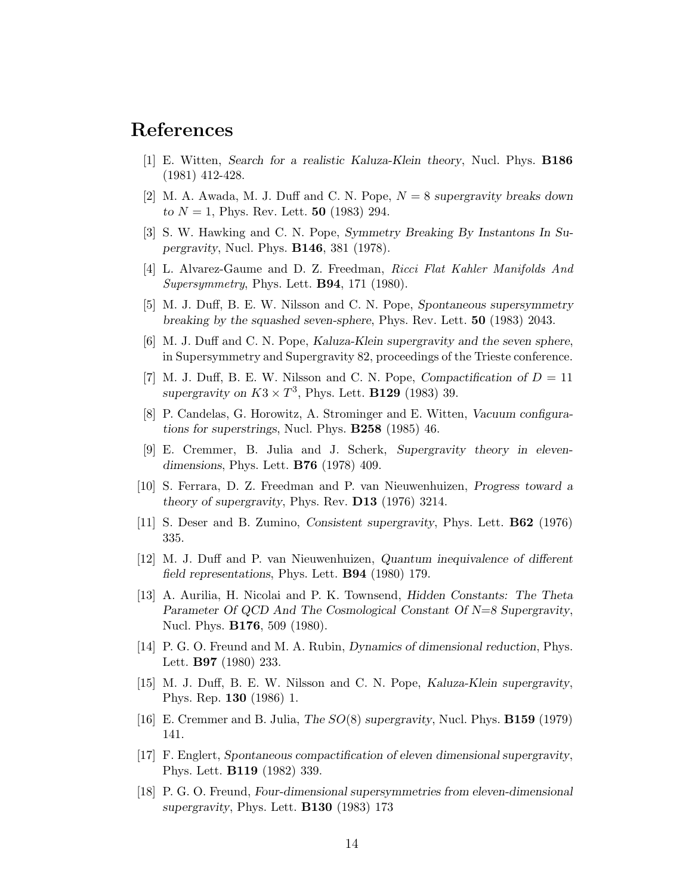# References

[1] E. Witten, *Search for a realistic Kaluza-Klein theory*, Nucl. Phys. **B186** (1981) 412-428.

[2] M. A. Awada, M. J. Duff and C. N. Pope, *$N = 8$ supergravity breaks down to $N = 1$*, Phys. Rev. Lett. **50** (1983) 294.

[3] S. W. Hawking and C. N. Pope, *Symmetry Breaking By Instantons In Supergravity*, Nucl. Phys. **B146**, 381 (1978).

[4] L. Alvarez-Gaume and D. Z. Freedman, *Ricci Flat Kahler Manifolds And Supersymmetry*, Phys. Lett. **B94**, 171 (1980).

[5] M. J. Duff, B. E. W. Nilsson and C. N. Pope, *Spontaneous supersymmetry breaking by the squashed seven-sphere*, Phys. Rev. Lett. **50** (1983) 2043.

[6] M. J. Duff and C. N. Pope, *Kaluza-Klein supergravity and the seven sphere*, in Supersymmetry and Supergravity 82, proceedings of the Trieste conference.

[7] M. J. Duff, B. E. W. Nilsson and C. N. Pope, *Compactification of $D = 11$ supergravity on $K3 \times T^3$*, Phys. Lett. **B129** (1983) 39.

[8] P. Candelas, G. Horowitz, A. Strominger and E. Witten, *Vacuum configurations for superstrings*, Nucl. Phys. **B258** (1985) 46.

[9] E. Cremmer, B. Julia and J. Scherk, *Supergravity theory in eleven-dimensions*, Phys. Lett. **B76** (1978) 409.

[10] S. Ferrara, D. Z. Freedman and P. van Nieuwenhuizen, *Progress toward a theory of supergravity*, Phys. Rev. **D13** (1976) 3214.

[11] S. Deser and B. Zumino, *Consistent supergravity*, Phys. Lett. **B62** (1976) 335.

[12] M. J. Duff and P. van Nieuwenhuizen, *Quantum inequivalence of different field representations*, Phys. Lett. **B94** (1980) 179.

[13] A. Aurilia, H. Nicolai and P. K. Townsend, *Hidden Constants: The Theta Parameter Of QCD And The Cosmological Constant Of N=8 Supergravity*, Nucl. Phys. **B176**, 509 (1980).

[14] P. G. O. Freund and M. A. Rubin, *Dynamics of dimensional reduction*, Phys. Lett. **B97** (1980) 233.

[15] M. J. Duff, B. E. W. Nilsson and C. N. Pope, *Kaluza-Klein supergravity*, Phys. Rep. **130** (1986) 1.

[16] E. Cremmer and B. Julia, *The $SO(8)$ supergravity*, Nucl. Phys. **B159** (1979) 141.

[17] F. Englert, *Spontaneous compactification of eleven dimensional supergravity*, Phys. Lett. **B119** (1982) 339.

[18] P. G. O. Freund, *Four-dimensional supersymmetries from eleven-dimensional supergravity*, Phys. Lett. **B130** (1983) 173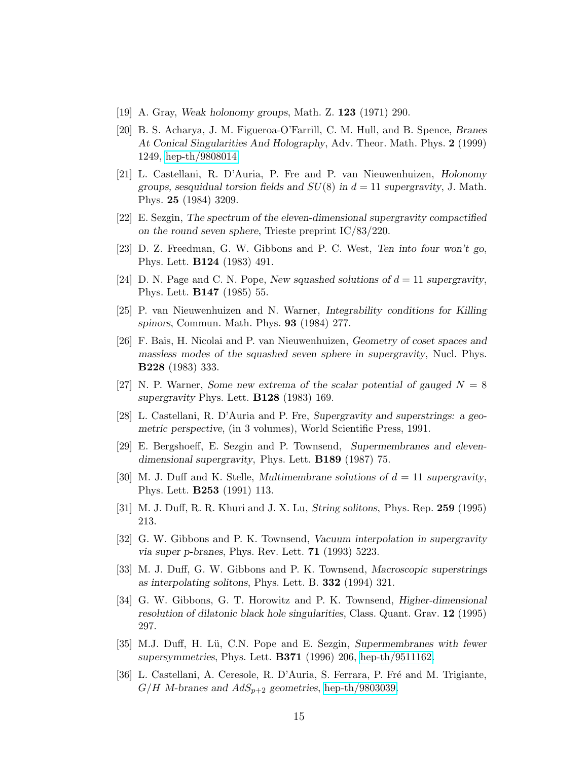[19] A. Gray, *Weak holonomy groups*, Math. Z. **123** (1971) 290.

[20] B. S. Acharya, J. M. Figueroa-O'Farrill, C. M. Hull, and B. Spence, *Branes At Conical Singularities And Holography*, Adv. Theor. Math. Phys. **2** (1999) 1249, hep-th/9808014.

[21] L. Castellani, R. D'Auria, P. Fre and P. van Nieuwenhuizen, *Holonomy groups, sesquidual torsion fields and $SU(8)$ in $d = 11$ supergravity*, J. Math. Phys. **25** (1984) 3209.

[22] E. Sezgin, *The spectrum of the eleven-dimensional supergravity compactified on the round seven sphere*, Trieste preprint IC/83/220.

[23] D. Z. Freedman, G. W. Gibbons and P. C. West, *Ten into four won't go*, Phys. Lett. **B124** (1983) 491.

[24] D. N. Page and C. N. Pope, *New squashed solutions of $d = 11$ supergravity*, Phys. Lett. **B147** (1985) 55.

[25] P. van Nieuwenhuizen and N. Warner, *Integrability conditions for Killing spinors*, Commun. Math. Phys. **93** (1984) 277.

[26] F. Bais, H. Nicolai and P. van Nieuwenhuizen, *Geometry of coset spaces and massless modes of the squashed seven sphere in supergravity*, Nucl. Phys. **B228** (1983) 333.

[27] N. P. Warner, *Some new extrema of the scalar potential of gauged $N = 8$ supergravity* Phys. Lett. **B128** (1983) 169.

[28] L. Castellani, R. D'Auria and P. Fre, *Supergravity and superstrings: a geometric perspective*, (in 3 volumes), World Scientific Press, 1991.

[29] E. Bergshoeff, E. Sezgin and P. Townsend, *Supermembranes and eleven-dimensional supergravity*, Phys. Lett. **B189** (1987) 75.

[30] M. J. Duff and K. Stelle, *Multimembrane solutions of $d = 11$ supergravity*, Phys. Lett. **B253** (1991) 113.

[31] M. J. Duff, R. R. Khuri and J. X. Lu, *String solitons*, Phys. Rep. **259** (1995) 213.

[32] G. W. Gibbons and P. K. Townsend, *Vacuum interpolation in supergravity via super p-branes*, Phys. Rev. Lett. **71** (1993) 5223.

[33] M. J. Duff, G. W. Gibbons and P. K. Townsend, *Macroscopic superstrings as interpolating solitons*, Phys. Lett. B. **332** (1994) 321.

[34] G. W. Gibbons, G. T. Horowitz and P. K. Townsend, *Higher-dimensional resolution of dilatonic black hole singularities*, Class. Quant. Grav. **12** (1995) 297.

[35] M.J. Duff, H. Lü, C.N. Pope and E. Sezgin, *Supermembranes with fewer supersymmetries*, Phys. Lett. **B371** (1996) 206, hep-th/9511162.

[36] L. Castellani, A. Ceresole, R. D'Auria, S. Ferrara, P. Fré and M. Trigiante, *$G/H$ M-branes and $AdS_{p+2}$ geometries*, hep-th/9803039.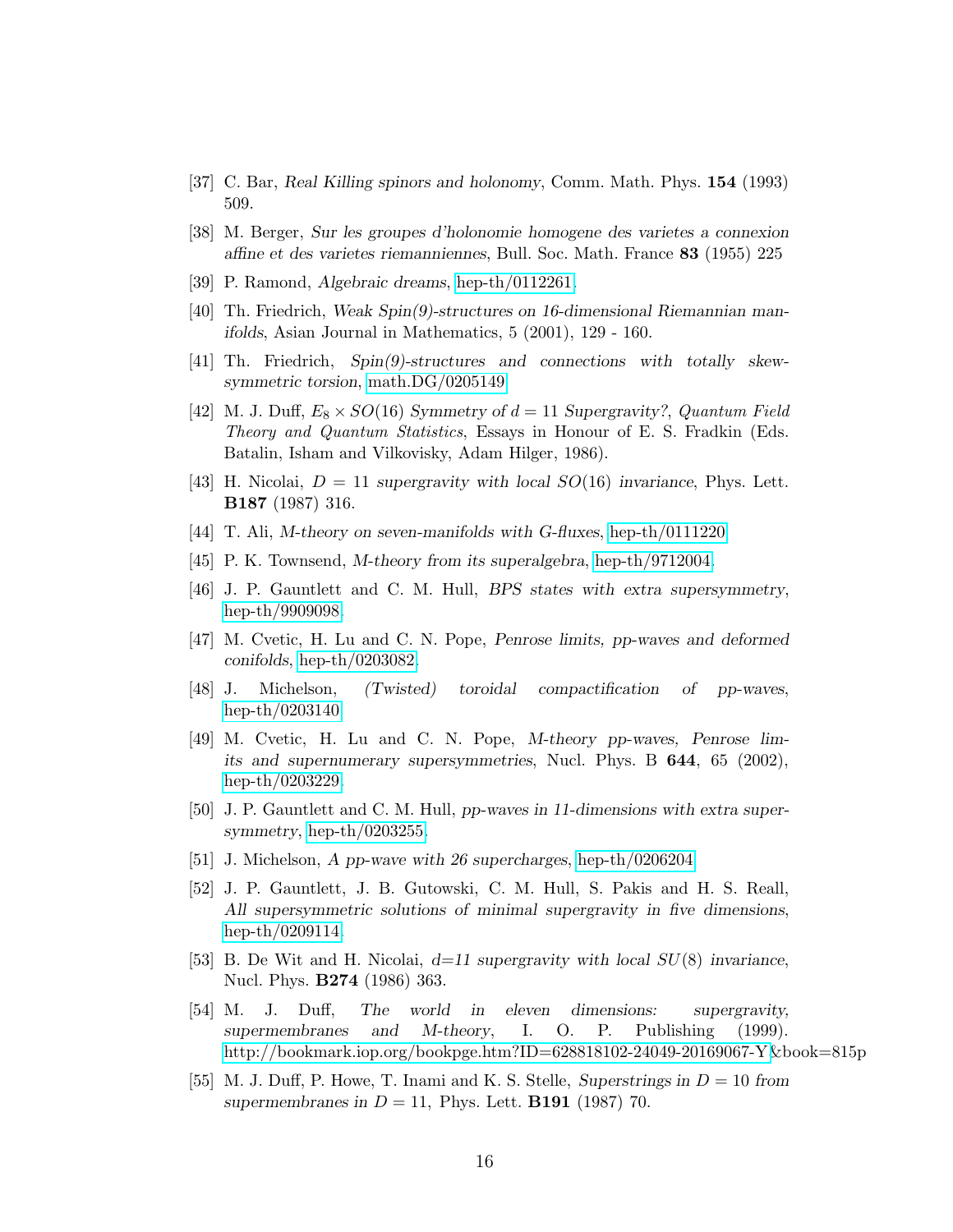[37] C. Bar, *Real Killing spinors and holonomy*, Comm. Math. Phys. **154** (1993) 509.

[38] M. Berger, *Sur les groupes d'holonomie homogene des varietes a connexion affine et des varietes riemanniennes*, Bull. Soc. Math. France **83** (1955) 225

[39] P. Ramond, *Algebraic dreams*, hep-th/0112261.

[40] Th. Friedrich, *Weak Spin(9)-structures on 16-dimensional Riemannian manifolds*, Asian Journal in Mathematics, 5 (2001), 129 - 160.

[41] Th. Friedrich, *Spin(9)-structures and connections with totally skew-symmetric torsion*, math.DG/0205149.

[42] M. J. Duff, *$E_8 \times SO(16)$ Symmetry of $d = 11$ Supergravity?*, *Quantum Field Theory and Quantum Statistics*, Essays in Honour of E. S. Fradkin (Eds. Batalin, Isham and Vilkovisky, Adam Hilger, 1986).

[43] H. Nicolai, *$D = 11$ supergravity with local $SO(16)$ invariance*, Phys. Lett. **B187** (1987) 316.

[44] T. Ali, *M-theory on seven-manifolds with G-fluxes*, hep-th/0111220.

[45] P. K. Townsend, *M-theory from its superalgebra*, hep-th/9712004.

[46] J. P. Gauntlett and C. M. Hull, *BPS states with extra supersymmetry*, hep-th/9909098.

[47] M. Cvetic, H. Lu and C. N. Pope, *Penrose limits, pp-waves and deformed conifolds*, hep-th/0203082.

[48] J. Michelson, *(Twisted) toroidal compactification of pp-waves*, hep-th/0203140.

[49] M. Cvetic, H. Lu and C. N. Pope, *M-theory pp-waves, Penrose limits and supernumerary supersymmetries*, Nucl. Phys. B **644**, 65 (2002), hep-th/0203229.

[50] J. P. Gauntlett and C. M. Hull, *pp-waves in 11-dimensions with extra supersymmetry*, hep-th/0203255.

[51] J. Michelson, *A pp-wave with 26 supercharges*, hep-th/0206204.

[52] J. P. Gauntlett, J. B. Gutowski, C. M. Hull, S. Pakis and H. S. Reall, *All supersymmetric solutions of minimal supergravity in five dimensions*, hep-th/0209114.

[53] B. De Wit and H. Nicolai, *d=11 supergravity with local $SU(8)$ invariance*, Nucl. Phys. **B274** (1986) 363.

[54] M. J. Duff, *The world in eleven dimensions: supergravity, supermembranes and M-theory*, I. O. P. Publishing (1999). http://bookmark.iop.org/bookpge.htm?ID=628818102-24049-20169067-Y&book=815p

[55] M. J. Duff, P. Howe, T. Inami and K. S. Stelle, *Superstrings in $D = 10$ from supermembranes in $D = 11$*, Phys. Lett. **B191** (1987) 70.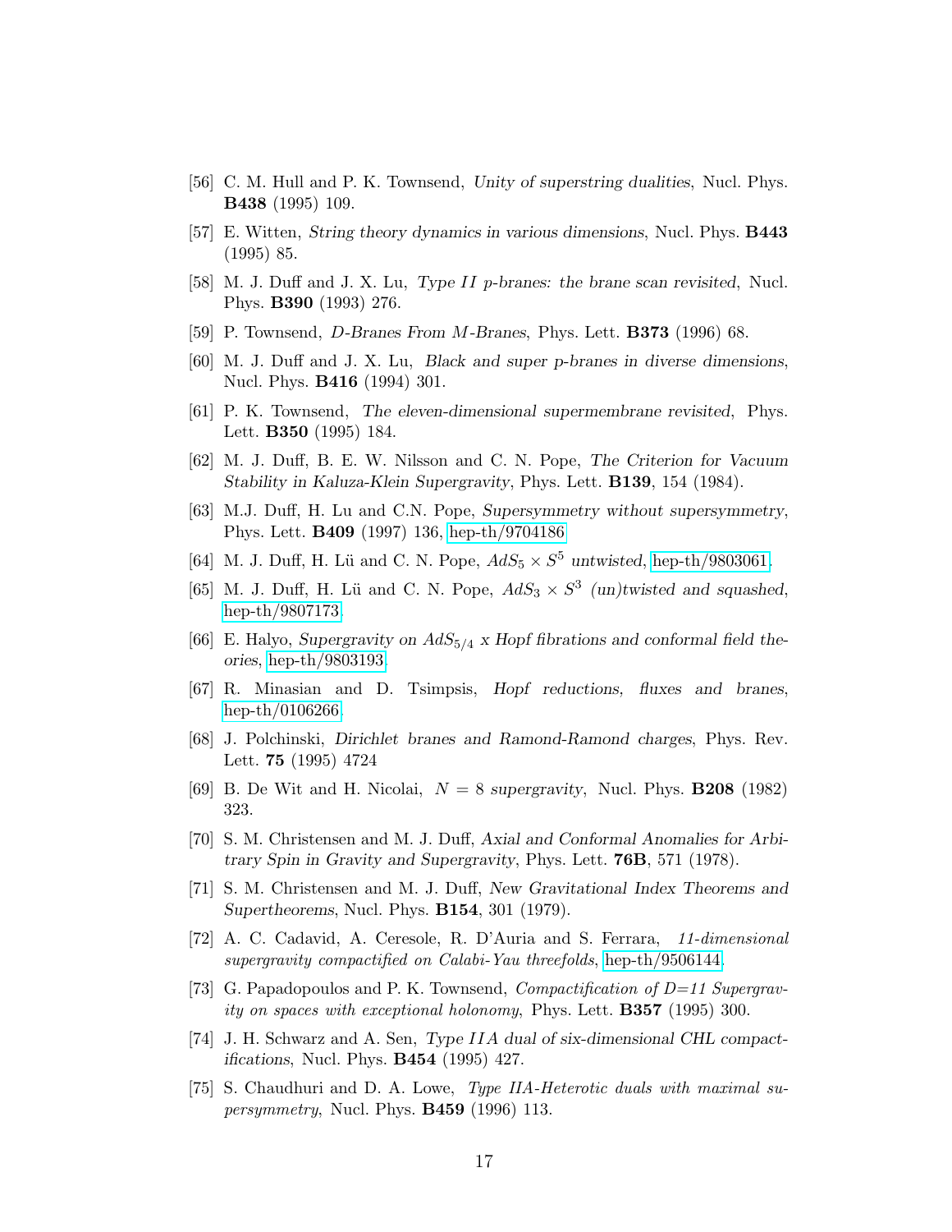[56] C. M. Hull and P. K. Townsend, *Unity of superstring dualities*, Nucl. Phys. **B438** (1995) 109.

[57] E. Witten, *String theory dynamics in various dimensions*, Nucl. Phys. **B443** (1995) 85.

[58] M. J. Duff and J. X. Lu, *Type II p-branes: the brane scan revisited*, Nucl. Phys. **B390** (1993) 276.

[59] P. Townsend, *D-Branes From M-Branes*, Phys. Lett. **B373** (1996) 68.

[60] M. J. Duff and J. X. Lu, *Black and super p-branes in diverse dimensions*, Nucl. Phys. **B416** (1994) 301.

[61] P. K. Townsend, *The eleven-dimensional supermembrane revisited*, Phys. Lett. **B350** (1995) 184.

[62] M. J. Duff, B. E. W. Nilsson and C. N. Pope, *The Criterion for Vacuum Stability in Kaluza-Klein Supergravity*, Phys. Lett. **B139**, 154 (1984).

[63] M.J. Duff, H. Lu and C.N. Pope, *Supersymmetry without supersymmetry*, Phys. Lett. **B409** (1997) 136, hep-th/9704186.

[64] M. J. Duff, H. Lü and C. N. Pope, *$AdS_5 \times S^5$ untwisted*, hep-th/9803061.

[65] M. J. Duff, H. Lü and C. N. Pope, *$AdS_3 \times S^3$ (un)twisted and squashed*, hep-th/9807173.

[66] E. Halyo, *Supergravity on $AdS_{5/4}$ x Hopf fibrations and conformal field theories*, hep-th/9803193.

[67] R. Minasian and D. Tsimpsis, *Hopf reductions, fluxes and branes*, hep-th/0106266.

[68] J. Polchinski, *Dirichlet branes and Ramond-Ramond charges*, Phys. Rev. Lett. **75** (1995) 4724

[69] B. De Wit and H. Nicolai, *$N = 8$ supergravity*, Nucl. Phys. **B208** (1982) 323.

[70] S. M. Christensen and M. J. Duff, *Axial and Conformal Anomalies for Arbitrary Spin in Gravity and Supergravity*, Phys. Lett. **76B**, 571 (1978).

[71] S. M. Christensen and M. J. Duff, *New Gravitational Index Theorems and Supertheorems*, Nucl. Phys. **B154**, 301 (1979).

[72] A. C. Cadavid, A. Ceresole, R. D'Auria and S. Ferrara, *11-dimensional supergravity compactified on Calabi-Yau threefolds*, hep-th/9506144.

[73] G. Papadopoulos and P. K. Townsend, *Compactification of D=11 Supergravity on spaces with exceptional holonomy*, Phys. Lett. **B357** (1995) 300.

[74] J. H. Schwarz and A. Sen, *Type IIA dual of six-dimensional CHL compactifications*, Nucl. Phys. **B454** (1995) 427.

[75] S. Chaudhuri and D. A. Lowe, *Type IIA-Heterotic duals with maximal supersymmetry*, Nucl. Phys. **B459** (1996) 113.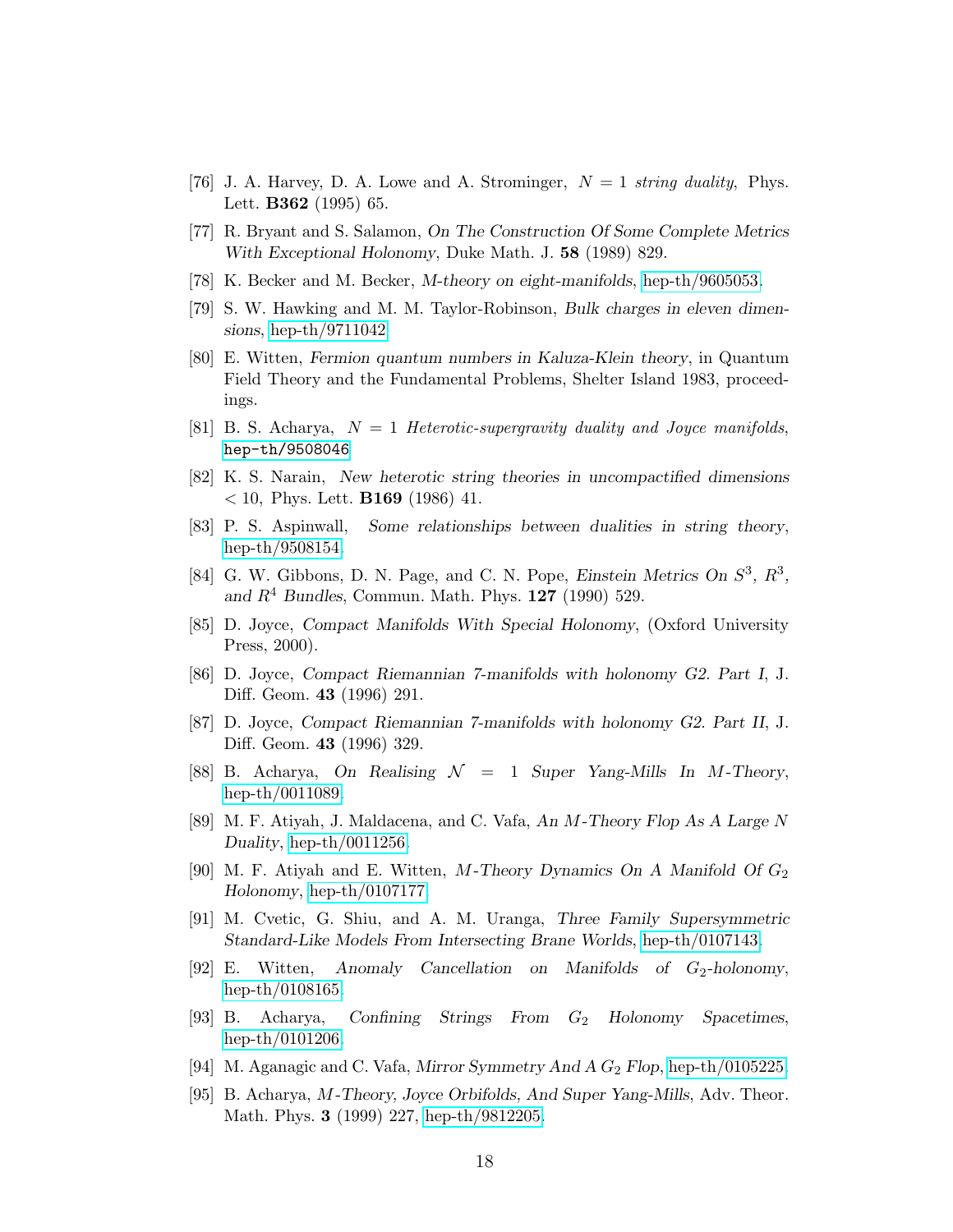[76] J. A. Harvey, D. A. Lowe and A. Strominger, $N = 1$ *string duality*, Phys. Lett. **B362** (1995) 65.

[77] R. Bryant and S. Salamon, *On The Construction Of Some Complete Metrics With Exceptional Holonomy*, Duke Math. J. **58** (1989) 829.

[78] K. Becker and M. Becker, *M-theory on eight-manifolds*, hep-th/9605053.

[79] S. W. Hawking and M. M. Taylor-Robinson, *Bulk charges in eleven dimensions*, hep-th/9711042.

[80] E. Witten, *Fermion quantum numbers in Kaluza-Klein theory*, in Quantum Field Theory and the Fundamental Problems, Shelter Island 1983, proceedings.

[81] B. S. Acharya, $N = 1$ *Heterotic-supergravity duality and Joyce manifolds*, hep-th/9508046.

[82] K. S. Narain, *New heterotic string theories in uncompactified dimensions* $< 10$, Phys. Lett. **B169** (1986) 41.

[83] P. S. Aspinwall, *Some relationships between dualities in string theory*, hep-th/9508154.

[84] G. W. Gibbons, D. N. Page, and C. N. Pope, *Einstein Metrics On* $S^3$, $R^3$, *and* $R^4$ *Bundles*, Commun. Math. Phys. **127** (1990) 529.

[85] D. Joyce, *Compact Manifolds With Special Holonomy*, (Oxford University Press, 2000).

[86] D. Joyce, *Compact Riemannian 7-manifolds with holonomy G2. Part I*, J. Diff. Geom. **43** (1996) 291.

[87] D. Joyce, *Compact Riemannian 7-manifolds with holonomy G2. Part II*, J. Diff. Geom. **43** (1996) 329.

[88] B. Acharya, *On Realising* $\mathcal{N} = 1$ *Super Yang-Mills In M-Theory*, hep-th/0011089.

[89] M. F. Atiyah, J. Maldacena, and C. Vafa, *An M-Theory Flop As A Large N Duality*, hep-th/0011256.

[90] M. F. Atiyah and E. Witten, *M-Theory Dynamics On A Manifold Of* $G_2$ *Holonomy*, hep-th/0107177.

[91] M. Cvetic, G. Shiu, and A. M. Uranga, *Three Family Supersymmetric Standard-Like Models From Intersecting Brane Worlds*, hep-th/0107143.

[92] E. Witten, *Anomaly Cancellation on Manifolds of* $G_2$*-holonomy*, hep-th/0108165.

[93] B. Acharya, *Confining Strings From* $G_2$ *Holonomy Spacetimes*, hep-th/0101206.

[94] M. Aganagic and C. Vafa, *Mirror Symmetry And A* $G_2$ *Flop*, hep-th/0105225.

[95] B. Acharya, *M-Theory, Joyce Orbifolds, And Super Yang-Mills*, Adv. Theor. Math. Phys. **3** (1999) 227, hep-th/9812205.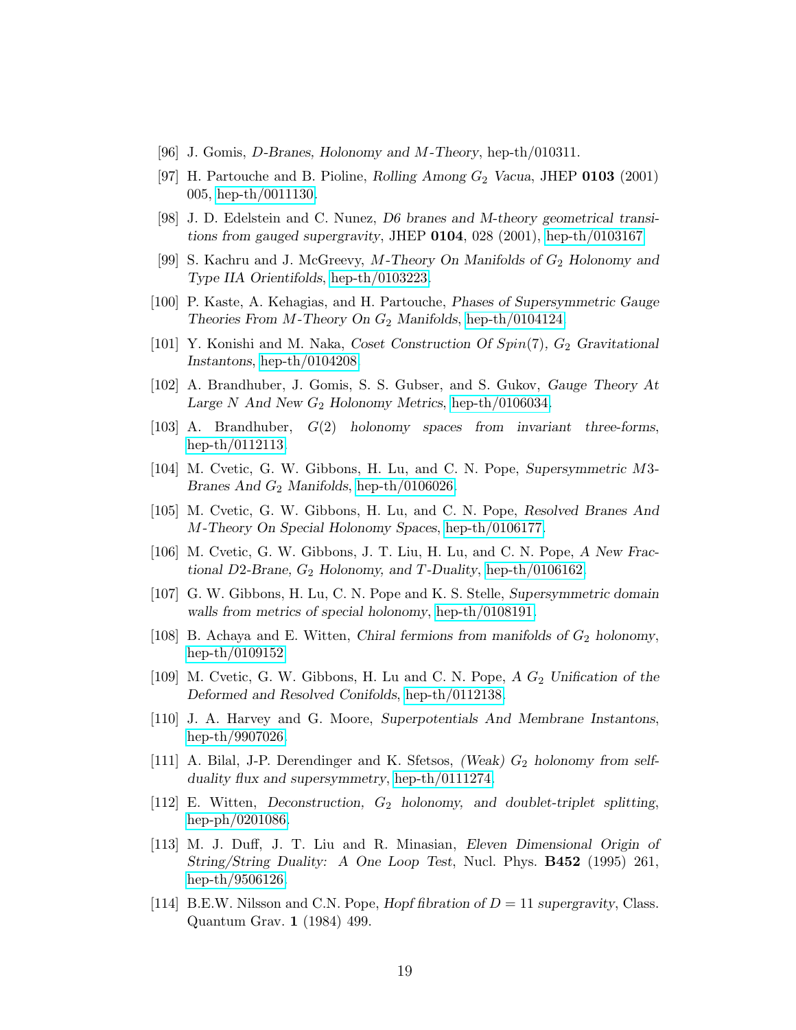[96] J. Gomis, *D-Branes, Holonomy and M-Theory*, hep-th/010311.

[97] H. Partouche and B. Pioline, *Rolling Among $G_2$ Vacua*, JHEP **0103** (2001) 005, hep-th/0011130.

[98] J. D. Edelstein and C. Nunez, *D6 branes and M-theory geometrical transitions from gauged supergravity*, JHEP **0104**, 028 (2001), hep-th/0103167.

[99] S. Kachru and J. McGreevy, *M-Theory On Manifolds of $G_2$ Holonomy and Type IIA Orientifolds*, hep-th/0103223.

[100] P. Kaste, A. Kehagias, and H. Partouche, *Phases of Supersymmetric Gauge Theories From M-Theory On $G_2$ Manifolds*, hep-th/0104124.

[101] Y. Konishi and M. Naka, *Coset Construction Of $Spin(7)$, $G_2$ Gravitational Instantons*, hep-th/0104208.

[102] A. Brandhuber, J. Gomis, S. S. Gubser, and S. Gukov, *Gauge Theory At Large N And New $G_2$ Holonomy Metrics*, hep-th/0106034.

[103] A. Brandhuber, *$G(2)$ holonomy spaces from invariant three-forms*, hep-th/0112113.

[104] M. Cvetic, G. W. Gibbons, H. Lu, and C. N. Pope, *Supersymmetric M3-Branes And $G_2$ Manifolds*, hep-th/0106026.

[105] M. Cvetic, G. W. Gibbons, H. Lu, and C. N. Pope, *Resolved Branes And M-Theory On Special Holonomy Spaces*, hep-th/0106177.

[106] M. Cvetic, G. W. Gibbons, J. T. Liu, H. Lu, and C. N. Pope, *A New Fractional D2-Brane, $G_2$ Holonomy, and T-Duality*, hep-th/0106162.

[107] G. W. Gibbons, H. Lu, C. N. Pope and K. S. Stelle, *Supersymmetric domain walls from metrics of special holonomy*, hep-th/0108191.

[108] B. Achaya and E. Witten, *Chiral fermions from manifolds of $G_2$ holonomy*, hep-th/0109152.

[109] M. Cvetic, G. W. Gibbons, H. Lu and C. N. Pope, *A $G_2$ Unification of the Deformed and Resolved Conifolds*, hep-th/0112138.

[110] J. A. Harvey and G. Moore, *Superpotentials And Membrane Instantons*, hep-th/9907026.

[111] A. Bilal, J-P. Derendinger and K. Sfetsos, *(Weak) $G_2$ holonomy from self-duality flux and supersymmetry*, hep-th/0111274.

[112] E. Witten, *Deconstruction, $G_2$ holonomy, and doublet-triplet splitting*, hep-ph/0201086.

[113] M. J. Duff, J. T. Liu and R. Minasian, *Eleven Dimensional Origin of String/String Duality: A One Loop Test*, Nucl. Phys. **B452** (1995) 261, hep-th/9506126.

[114] B.E.W. Nilsson and C.N. Pope, *Hopf fibration of $D = 11$ supergravity*, Class. Quantum Grav. **1** (1984) 499.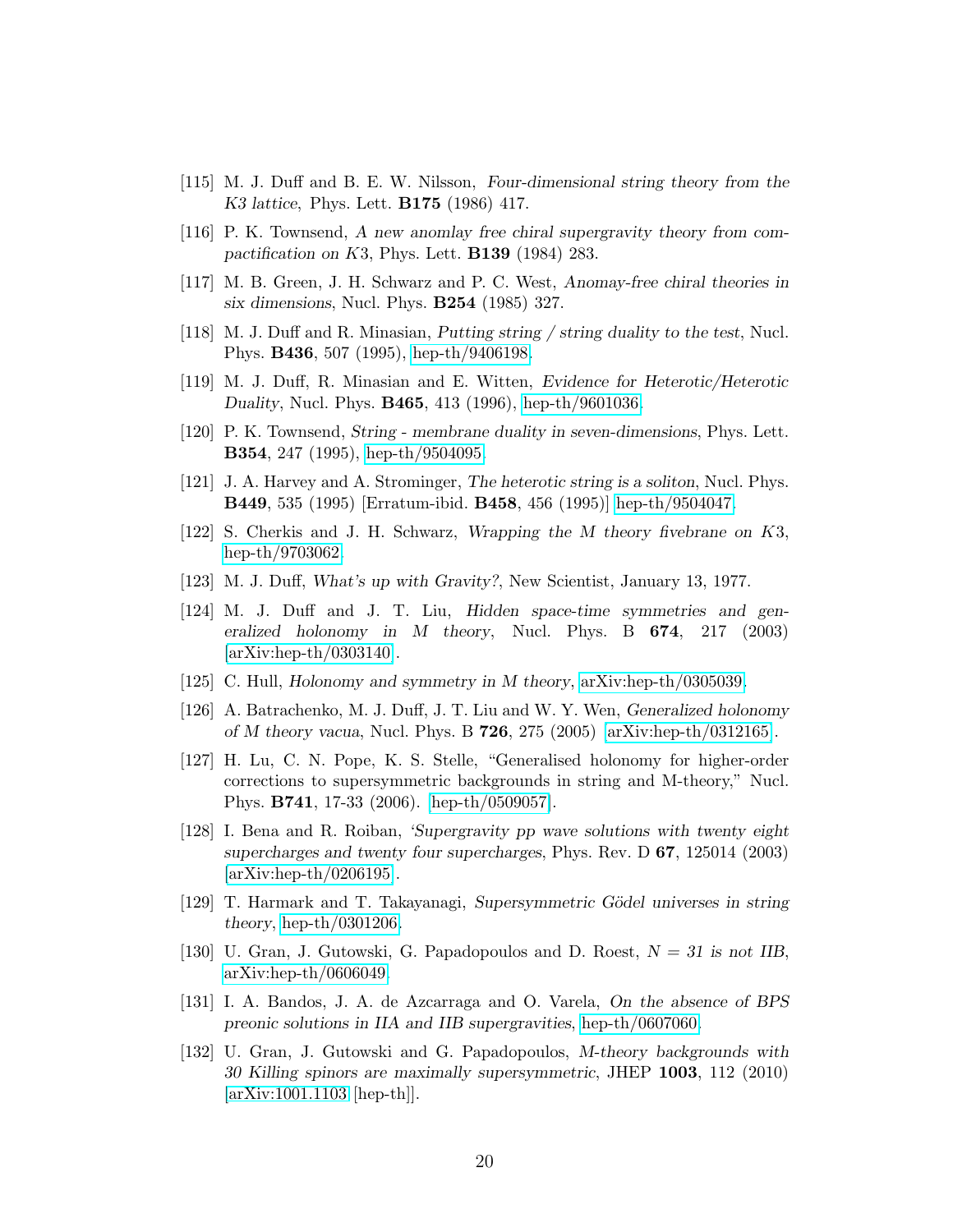[115] M. J. Duff and B. E. W. Nilsson, *Four-dimensional string theory from the K3 lattice*, Phys. Lett. **B175** (1986) 417.

[116] P. K. Townsend, *A new anomlay free chiral supergravity theory from compactification on K3*, Phys. Lett. **B139** (1984) 283.

[117] M. B. Green, J. H. Schwarz and P. C. West, *Anomay-free chiral theories in six dimensions*, Nucl. Phys. **B254** (1985) 327.

[118] M. J. Duff and R. Minasian, *Putting string / string duality to the test*, Nucl. Phys. **B436**, 507 (1995), hep-th/9406198.

[119] M. J. Duff, R. Minasian and E. Witten, *Evidence for Heterotic/Heterotic Duality*, Nucl. Phys. **B465**, 413 (1996), hep-th/9601036.

[120] P. K. Townsend, *String - membrane duality in seven-dimensions*, Phys. Lett. **B354**, 247 (1995), hep-th/9504095.

[121] J. A. Harvey and A. Strominger, *The heterotic string is a soliton*, Nucl. Phys. **B449**, 535 (1995) [Erratum-ibid. **B458**, 456 (1995)] hep-th/9504047.

[122] S. Cherkis and J. H. Schwarz, *Wrapping the M theory fivebrane on K3*, hep-th/9703062.

[123] M. J. Duff, *What's up with Gravity?*, New Scientist, January 13, 1977.

[124] M. J. Duff and J. T. Liu, *Hidden space-time symmetries and generalized holonomy in M theory*, Nucl. Phys. B **674**, 217 (2003) [arXiv:hep-th/0303140].

[125] C. Hull, *Holonomy and symmetry in M theory*, arXiv:hep-th/0305039.

[126] A. Batrachenko, M. J. Duff, J. T. Liu and W. Y. Wen, *Generalized holonomy of M theory vacua*, Nucl. Phys. B **726**, 275 (2005) [arXiv:hep-th/0312165].

[127] H. Lu, C. N. Pope, K. S. Stelle, "Generalised holonomy for higher-order corrections to supersymmetric backgrounds in string and M-theory," Nucl. Phys. **B741**, 17-33 (2006). [hep-th/0509057].

[128] I. Bena and R. Roiban, *'Supergravity pp wave solutions with twenty eight supercharges and twenty four supercharges*, Phys. Rev. D **67**, 125014 (2003) [arXiv:hep-th/0206195].

[129] T. Harmark and T. Takayanagi, *Supersymmetric Gödel universes in string theory*, hep-th/0301206.

[130] U. Gran, J. Gutowski, G. Papadopoulos and D. Roest, *N = 31 is not IIB*, arXiv:hep-th/0606049.

[131] I. A. Bandos, J. A. de Azcarraga and O. Varela, *On the absence of BPS preonic solutions in IIA and IIB supergravities*, hep-th/0607060.

[132] U. Gran, J. Gutowski and G. Papadopoulos, *M-theory backgrounds with 30 Killing spinors are maximally supersymmetric*, JHEP **1003**, 112 (2010) [arXiv:1001.1103 [hep-th]].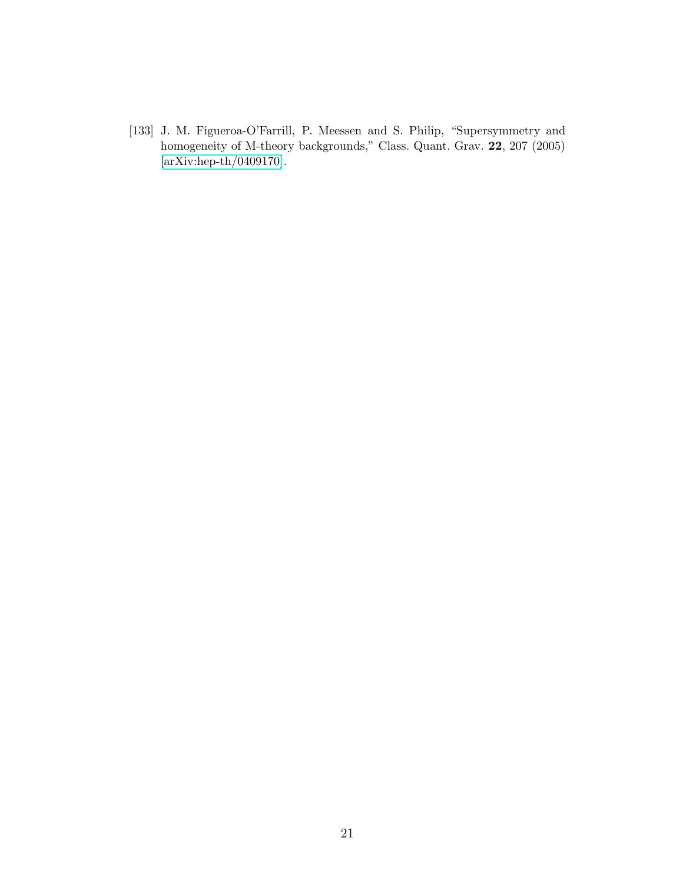[133] J. M. Figueroa-O'Farrill, P. Meessen and S. Philip, "Supersymmetry and homogeneity of M-theory backgrounds," Class. Quant. Grav. **22**, 207 (2005) [arXiv:hep-th/0409170].